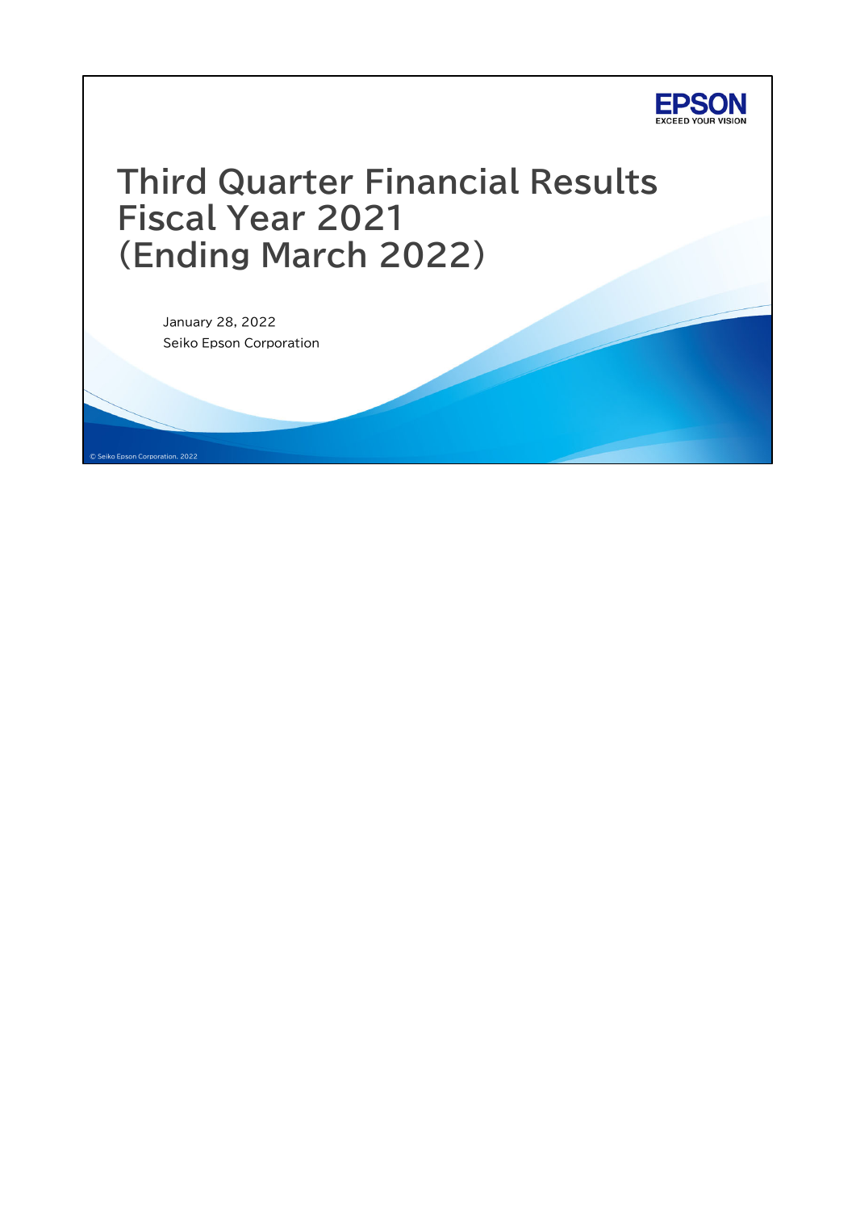EPSON
EXCEED YOUR VISION

# Third Quarter Financial Results Fiscal Year 2021 (Ending March 2022)

January 28, 2022

Seiko Epson Corporation

© Seiko Epson Corporation. 2022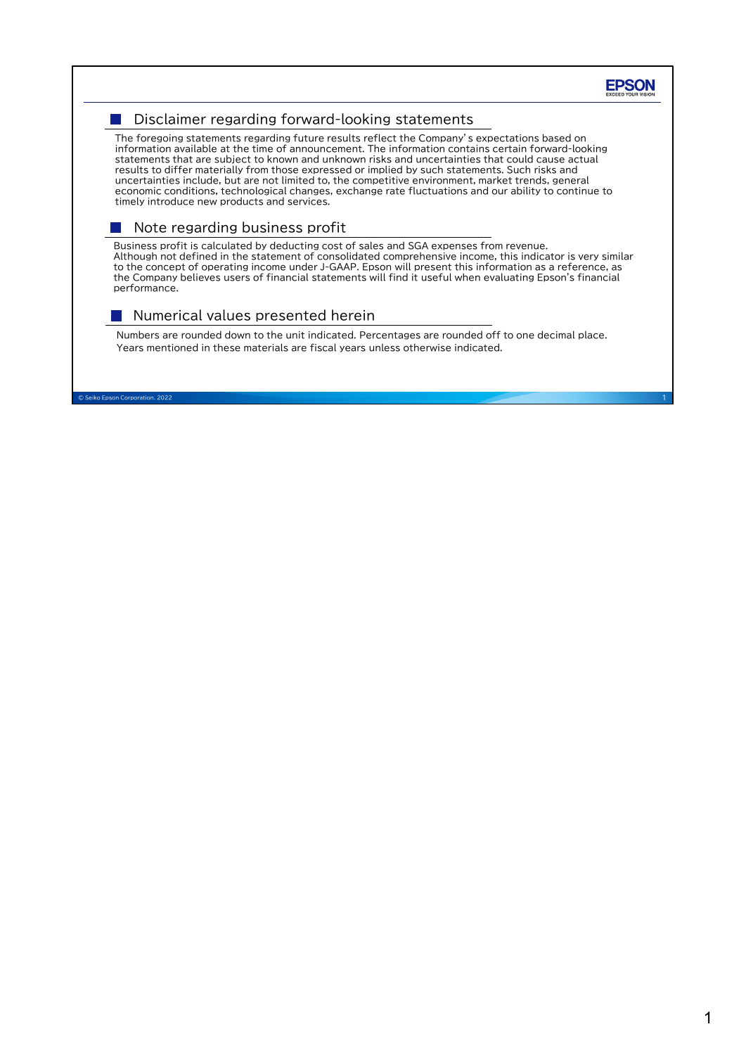## Disclaimer regarding forward-looking statements

The foregoing statements regarding future results reflect the Company's expectations based on information available at the time of announcement. The information contains certain forward-looking statements that are subject to known and unknown risks and uncertainties that could cause actual results to differ materially from those expressed or implied by such statements. Such risks and uncertainties include, but are not limited to, the competitive environment, market trends, general economic conditions, technological changes, exchange rate fluctuations and our ability to continue to timely introduce new products and services.

## Note regarding business profit

Business profit is calculated by deducting cost of sales and SGA expenses from revenue.
Although not defined in the statement of consolidated comprehensive income, this indicator is very similar to the concept of operating income under J-GAAP. Epson will present this information as a reference, as the Company believes users of financial statements will find it useful when evaluating Epson's financial performance.

## Numerical values presented herein

Numbers are rounded down to the unit indicated. Percentages are rounded off to one decimal place.
Years mentioned in these materials are fiscal years unless otherwise indicated.

© Seiko Epson Corporation. 2022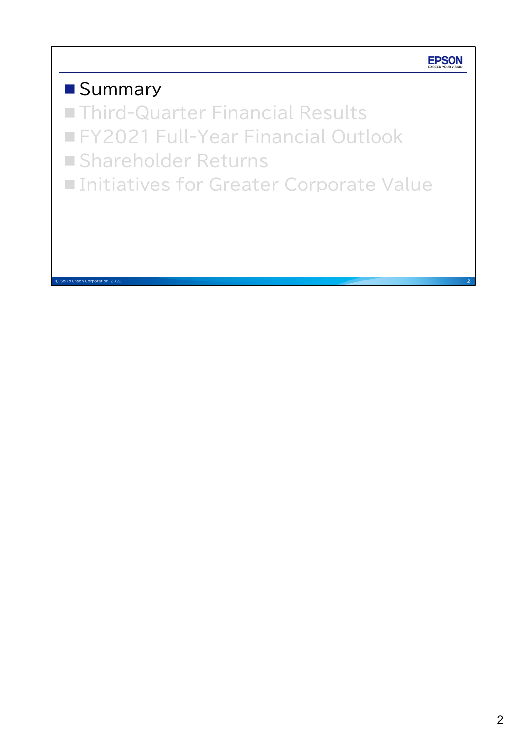- Summary
- Third-Quarter Financial Results
- FY2021 Full-Year Financial Outlook
- Shareholder Returns
- Initiatives for Greater Corporate Value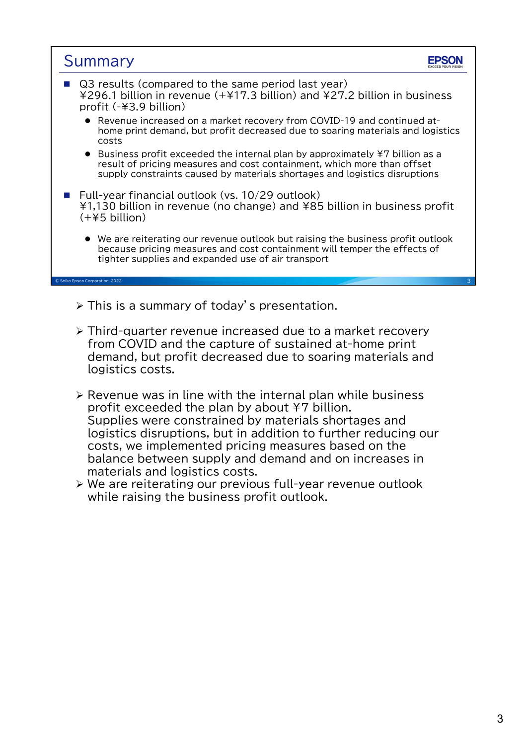## Summary

EPSON

- Q3 results (compared to the same period last year)
  ¥296.1 billion in revenue (+¥17.3 billion) and ¥27.2 billion in business profit (-¥3.9 billion)
  - Revenue increased on a market recovery from COVID-19 and continued at-home print demand, but profit decreased due to soaring materials and logistics costs
  - Business profit exceeded the internal plan by approximately ¥7 billion as a result of pricing measures and cost containment, which more than offset supply constraints caused by materials shortages and logistics disruptions
- Full-year financial outlook (vs. 10/29 outlook)
  ¥1,130 billion in revenue (no change) and ¥85 billion in business profit (+¥5 billion)
  - We are reiterating our revenue outlook but raising the business profit outlook because pricing measures and cost containment will temper the effects of tighter supplies and expanded use of air transport

© Seiko Epson Corporation. 2022

- This is a summary of today's presentation.
- Third-quarter revenue increased due to a market recovery from COVID and the capture of sustained at-home print demand, but profit decreased due to soaring materials and logistics costs.
- Revenue was in line with the internal plan while business profit exceeded the plan by about ¥7 billion.
  Supplies were constrained by materials shortages and logistics disruptions, but in addition to further reducing our costs, we implemented pricing measures based on the balance between supply and demand and on increases in materials and logistics costs.
- We are reiterating our previous full-year revenue outlook while raising the business profit outlook.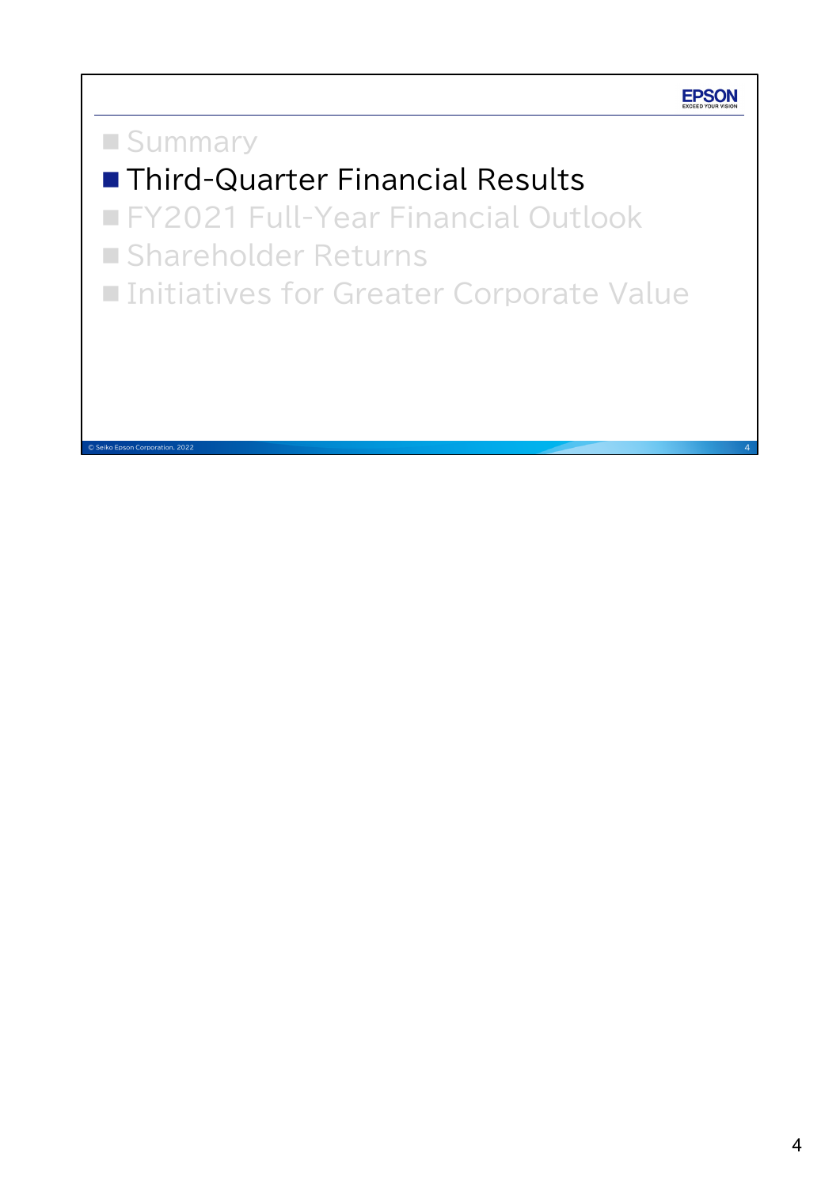- Summary
- **Third-Quarter Financial Results**
- FY2021 Full-Year Financial Outlook
- Shareholder Returns
- Initiatives for Greater Corporate Value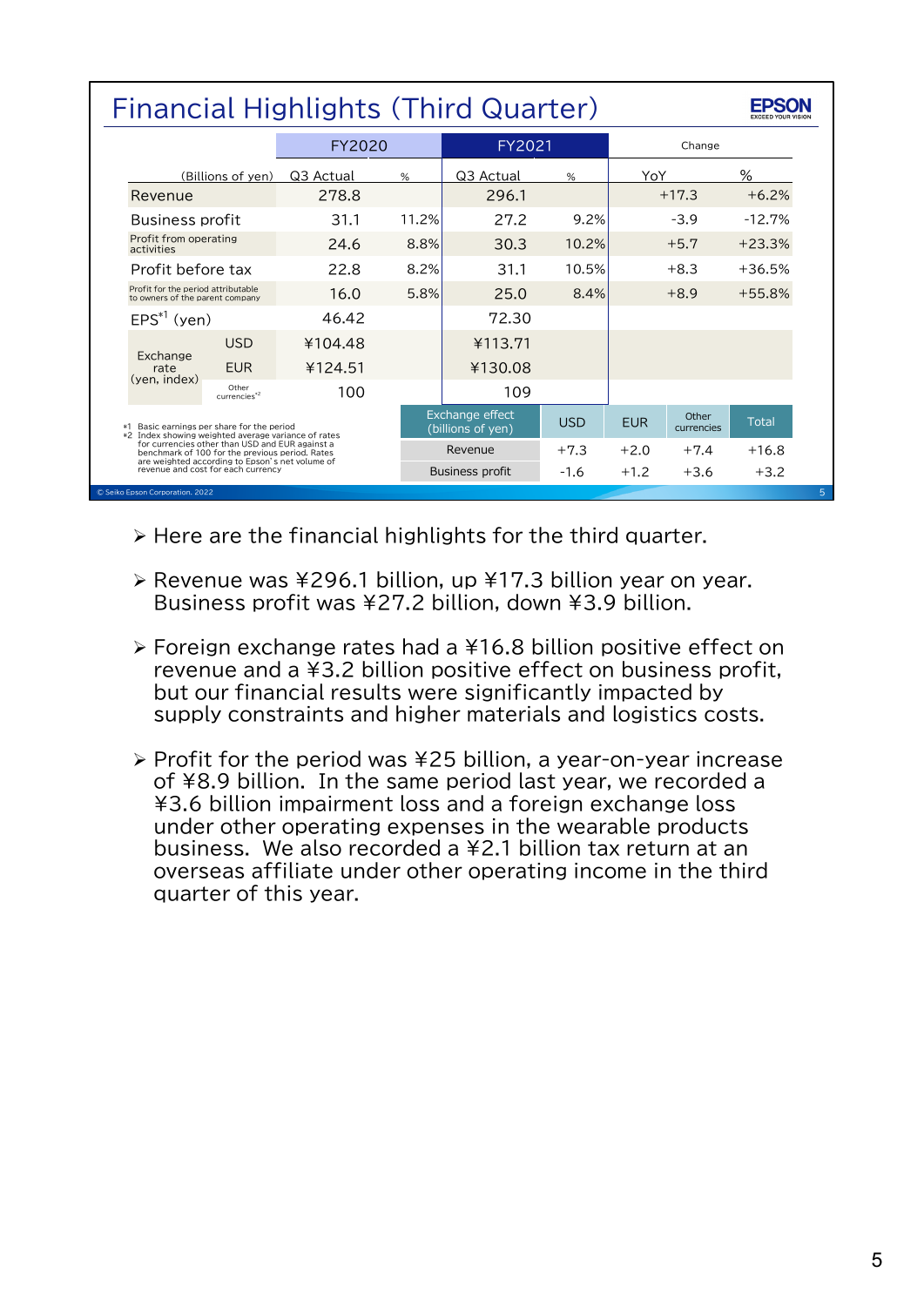# Financial Highlights (Third Quarter)

EPSON EXCEED YOUR VISION

| (Billions of yen) | | FY2020 Q3 Actual | % | FY2021 Q3 Actual | % | Change YoY | Change % |
|---|---|---|---|---|---|---|---|
| Revenue | | 278.8 | | 296.1 | | +17.3 | +6.2% |
| Business profit | | 31.1 | 11.2% | 27.2 | 9.2% | -3.9 | -12.7% |
| Profit from operating activities | | 24.6 | 8.8% | 30.3 | 10.2% | +5.7 | +23.3% |
| Profit before tax | | 22.8 | 8.2% | 31.1 | 10.5% | +8.3 | +36.5% |
| Profit for the period attributable to owners of the parent company | | 16.0 | 5.8% | 25.0 | 8.4% | +8.9 | +55.8% |
| EPS*1 (yen) | | 46.42 | | 72.30 | | | |
| Exchange rate (yen, index) | USD | ¥104.48 | | ¥113.71 | | | |
| | EUR | ¥124.51 | | ¥130.08 | | | |
| | Other currencies*2 | 100 | | 109 | | | |

| Exchange effect (billions of yen) | USD | EUR | Other currencies | Total |
|---|---|---|---|---|
| Revenue | +7.3 | +2.0 | +7.4 | +16.8 |
| Business profit | -1.6 | +1.2 | +3.6 | +3.2 |

*1 Basic earnings per share for the period
*2 Index showing weighted average variance of rates for currencies other than USD and EUR against a benchmark of 100 for the previous period. Rates are weighted according to Epson's net volume of revenue and cost for each currency

© Seiko Epson Corporation. 2022

- Here are the financial highlights for the third quarter.
- Revenue was ¥296.1 billion, up ¥17.3 billion year on year. Business profit was ¥27.2 billion, down ¥3.9 billion.
- Foreign exchange rates had a ¥16.8 billion positive effect on revenue and a ¥3.2 billion positive effect on business profit, but our financial results were significantly impacted by supply constraints and higher materials and logistics costs.
- Profit for the period was ¥25 billion, a year-on-year increase of ¥8.9 billion. In the same period last year, we recorded a ¥3.6 billion impairment loss and a foreign exchange loss under other operating expenses in the wearable products business. We also recorded a ¥2.1 billion tax return at an overseas affiliate under other operating income in the third quarter of this year.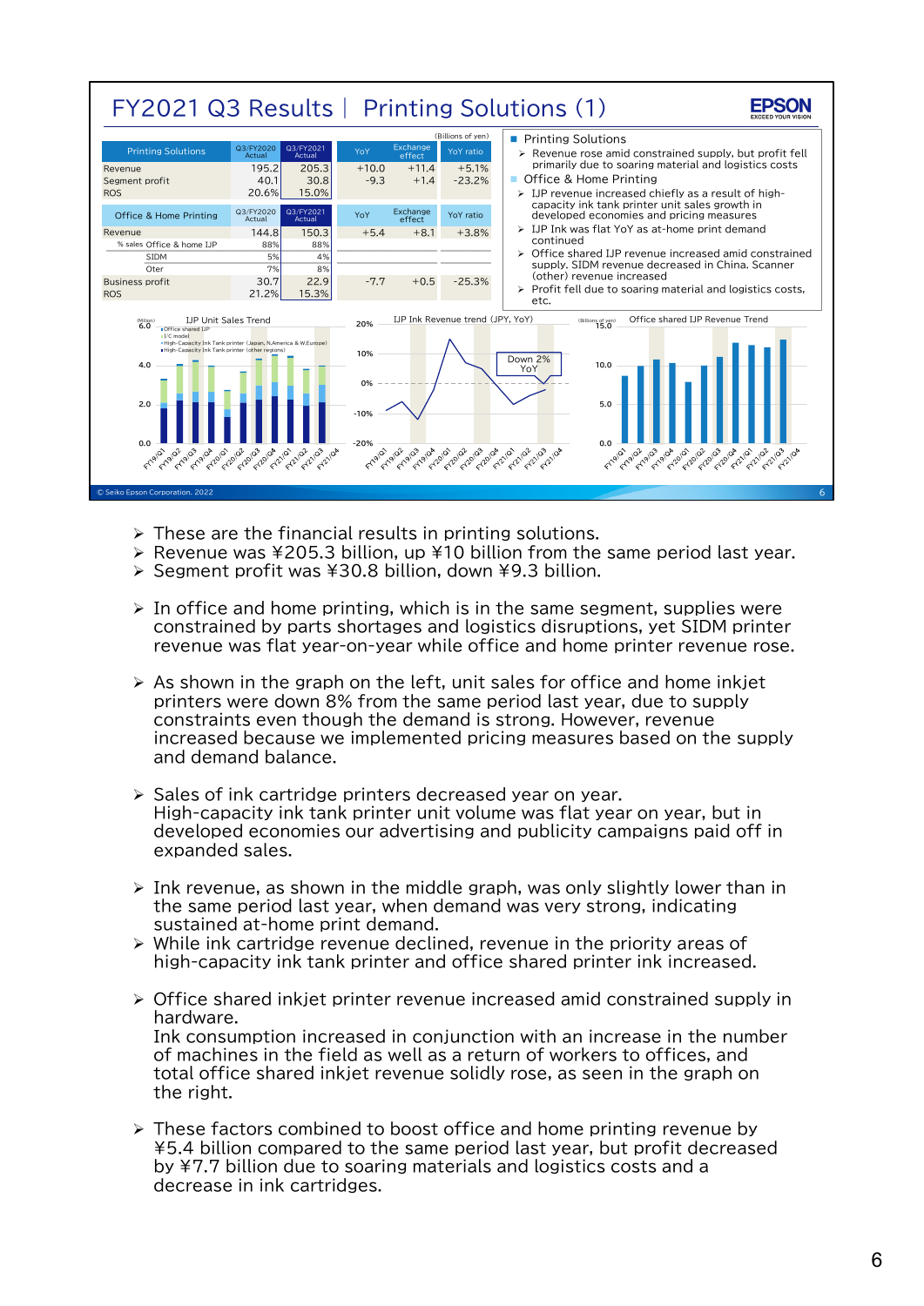# FY2021 Q3 Results | Printing Solutions (1)

EPSON
EXCEED YOUR VISION

(Billions of yen)

| Printing Solutions | Q3/FY2020 Actual | Q3/FY2021 Actual | YoY | Exchange effect | YoY ratio |
|---|---|---|---|---|---|
| Revenue | 195.2 | 205.3 | +10.0 | +11.4 | +5.1% |
| Segment profit | 40.1 | 30.8 | -9.3 | +1.4 | -23.2% |
| ROS | 20.6% | 15.0% | | | |

| Office & Home Printing | Q3/FY2020 Actual | Q3/FY2021 Actual | YoY | Exchange effect | YoY ratio |
|---|---|---|---|---|---|
| Revenue | 144.8 | 150.3 | +5.4 | +8.1 | +3.8% |
| % sales Office & home IJP | 88% | 88% | | | |
| SIDM | 5% | 4% | | | |
| Oter | 7% | 8% | | | |
| Business profit | 30.7 | 22.9 | -7.7 | +0.5 | -25.3% |
| ROS | 21.2% | 15.3% | | | |

- Printing Solutions
  - Revenue rose amid constrained supply, but profit fell primarily due to soaring material and logistics costs
- Office & Home Printing
  - IJP revenue increased chiefly as a result of high-capacity ink tank printer unit sales growth in developed economies and pricing measures
  - IJP Ink was flat YoY as at-home print demand continued
  - Office shared IJP revenue increased amid constrained supply. SIDM revenue decreased in China. Scanner (other) revenue increased
  - Profit fell due to soaring material and logistics costs, etc.

IJP Unit Sales Trend
(Million)
6.0
4.0
2.0
0.0
Office shared IJP
I/C model
High-Capacity Ink Tank printer (Japan, N.America & W.Europe)
High-Capacity Ink Tank printer (other regions)
FY19/Q1 FY19/Q2 FY19/Q3 FY19/Q4 FY20/Q1 FY20/Q2 FY20/Q3 FY20/Q4 FY21/Q1 FY21/Q2 FY21/Q3 FY21/Q4

IJP Ink Revenue trend (JPY, YoY)
20%
10%
0%
-10%
-20%
Down 2% YoY
FY19/Q1 FY19/Q2 FY19/Q3 FY19/Q4 FY20/Q1 FY20/Q2 FY20/Q3 FY20/Q4 FY21/Q1 FY21/Q2 FY21/Q3 FY21/Q4

Office shared IJP Revenue Trend
(Billions of yen)
15.0
10.0
5.0
0.0
FY19/Q1 FY19/Q2 FY19/Q3 FY19/Q4 FY20/Q1 FY20/Q2 FY20/Q3 FY20/Q4 FY21/Q1 FY21/Q2 FY21/Q3 FY21/Q4

© Seiko Epson Corporation. 2022

- These are the financial results in printing solutions.
- Revenue was ¥205.3 billion, up ¥10 billion from the same period last year.
- Segment profit was ¥30.8 billion, down ¥9.3 billion.

- In office and home printing, which is in the same segment, supplies were constrained by parts shortages and logistics disruptions, yet SIDM printer revenue was flat year-on-year while office and home printer revenue rose.

- As shown in the graph on the left, unit sales for office and home inkjet printers were down 8% from the same period last year, due to supply constraints even though the demand is strong. However, revenue increased because we implemented pricing measures based on the supply and demand balance.

- Sales of ink cartridge printers decreased year on year.
  High-capacity ink tank printer unit volume was flat year on year, but in developed economies our advertising and publicity campaigns paid off in expanded sales.

- Ink revenue, as shown in the middle graph, was only slightly lower than in the same period last year, when demand was very strong, indicating sustained at-home print demand.
- While ink cartridge revenue declined, revenue in the priority areas of high-capacity ink tank printer and office shared printer ink increased.

- Office shared inkjet printer revenue increased amid constrained supply in hardware.
  Ink consumption increased in conjunction with an increase in the number of machines in the field as well as a return of workers to offices, and total office shared inkjet revenue solidly rose, as seen in the graph on the right.

- These factors combined to boost office and home printing revenue by ¥5.4 billion compared to the same period last year, but profit decreased by ¥7.7 billion due to soaring materials and logistics costs and a decrease in ink cartridges.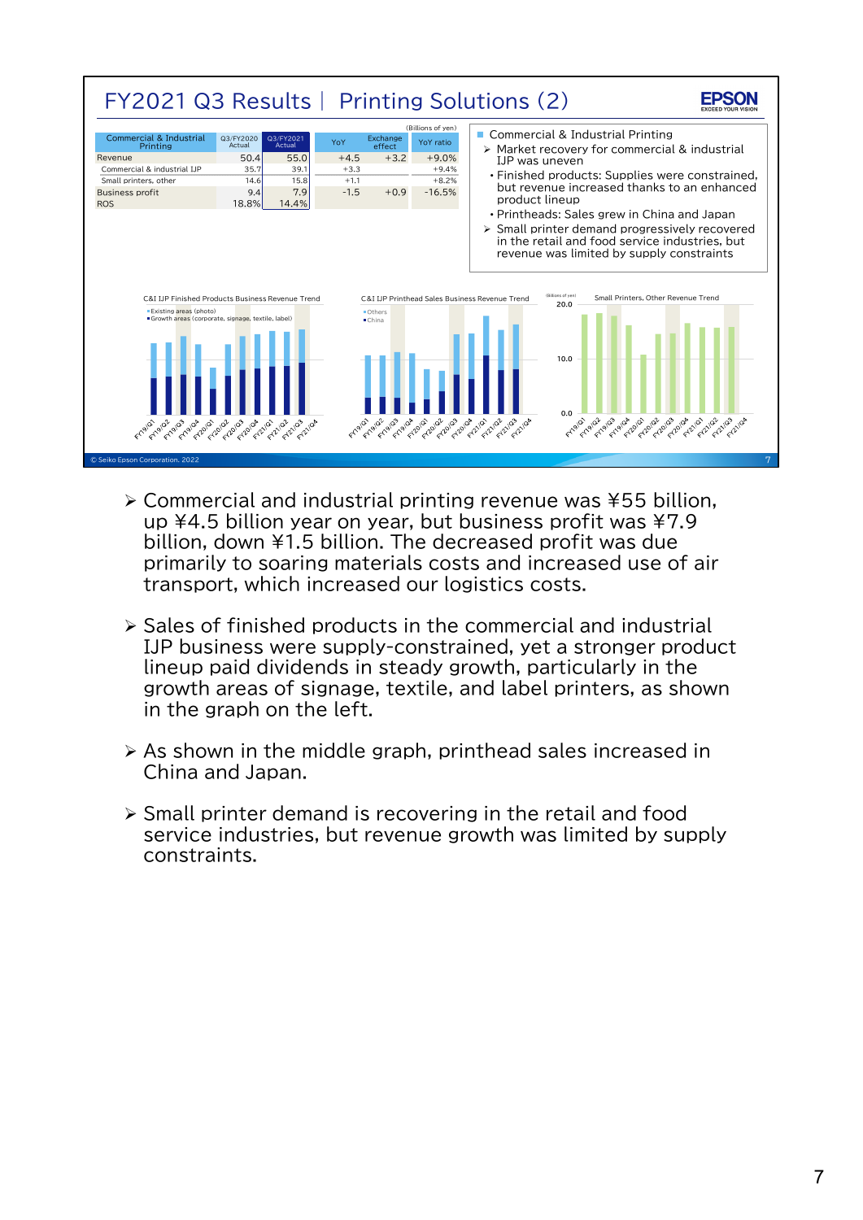# FY2021 Q3 Results | Printing Solutions (2)

EPSON
EXCEED YOUR VISION

(Billions of yen)

| Commercial & Industrial Printing | Q3/FY2020 Actual | Q3/FY2021 Actual | YoY | Exchange effect | YoY ratio |
|---|---|---|---|---|---|
| Revenue | 50.4 | 55.0 | +4.5 | +3.2 | +9.0% |
| Commercial & industrial IJP | 35.7 | 39.1 | +3.3 | | +9.4% |
| Small printers, other | 14.6 | 15.8 | +1.1 | | +8.2% |
| Business profit | 9.4 | 7.9 | -1.5 | +0.9 | -16.5% |
| ROS | 18.8% | 14.4% | | | |

- Commercial & Industrial Printing
  - ➢ Market recovery for commercial & industrial IJP was uneven
    - Finished products: Supplies were constrained, but revenue increased thanks to an enhanced product lineup
    - Printheads: Sales grew in China and Japan
  - ➢ Small printer demand progressively recovered in the retail and food service industries, but revenue was limited by supply constraints

C&I IJP Finished Products Business Revenue Trend
Existing areas (photo)
Growth areas (corporate, signage, textile, label)
FY19/Q1 FY19/Q2 FY19/Q3 FY19/Q4 FY20/Q1 FY20/Q2 FY20/Q3 FY20/Q4 FY21/Q1 FY21/Q2 FY21/Q3 FY21/Q4

C&I IJP Printhead Sales Business Revenue Trend
Others
China
FY19/Q1 FY19/Q2 FY19/Q3 FY19/Q4 FY20/Q1 FY20/Q2 FY20/Q3 FY20/Q4 FY21/Q1 FY21/Q2 FY21/Q3 FY21/Q4

(Billions of yen)
Small Printers, Other Revenue Trend
20.0
10.0
0.0
FY19/Q1 FY19/Q2 FY19/Q3 FY19/Q4 FY20/Q1 FY20/Q2 FY20/Q3 FY20/Q4 FY21/Q1 FY21/Q2 FY21/Q3 FY21/Q4

© Seiko Epson Corporation. 2022

- ➢ Commercial and industrial printing revenue was ¥55 billion, up ¥4.5 billion year on year, but business profit was ¥7.9 billion, down ¥1.5 billion. The decreased profit was due primarily to soaring materials costs and increased use of air transport, which increased our logistics costs.

- ➢ Sales of finished products in the commercial and industrial IJP business were supply-constrained, yet a stronger product lineup paid dividends in steady growth, particularly in the growth areas of signage, textile, and label printers, as shown in the graph on the left.

- ➢ As shown in the middle graph, printhead sales increased in China and Japan.

- ➢ Small printer demand is recovering in the retail and food service industries, but revenue growth was limited by supply constraints.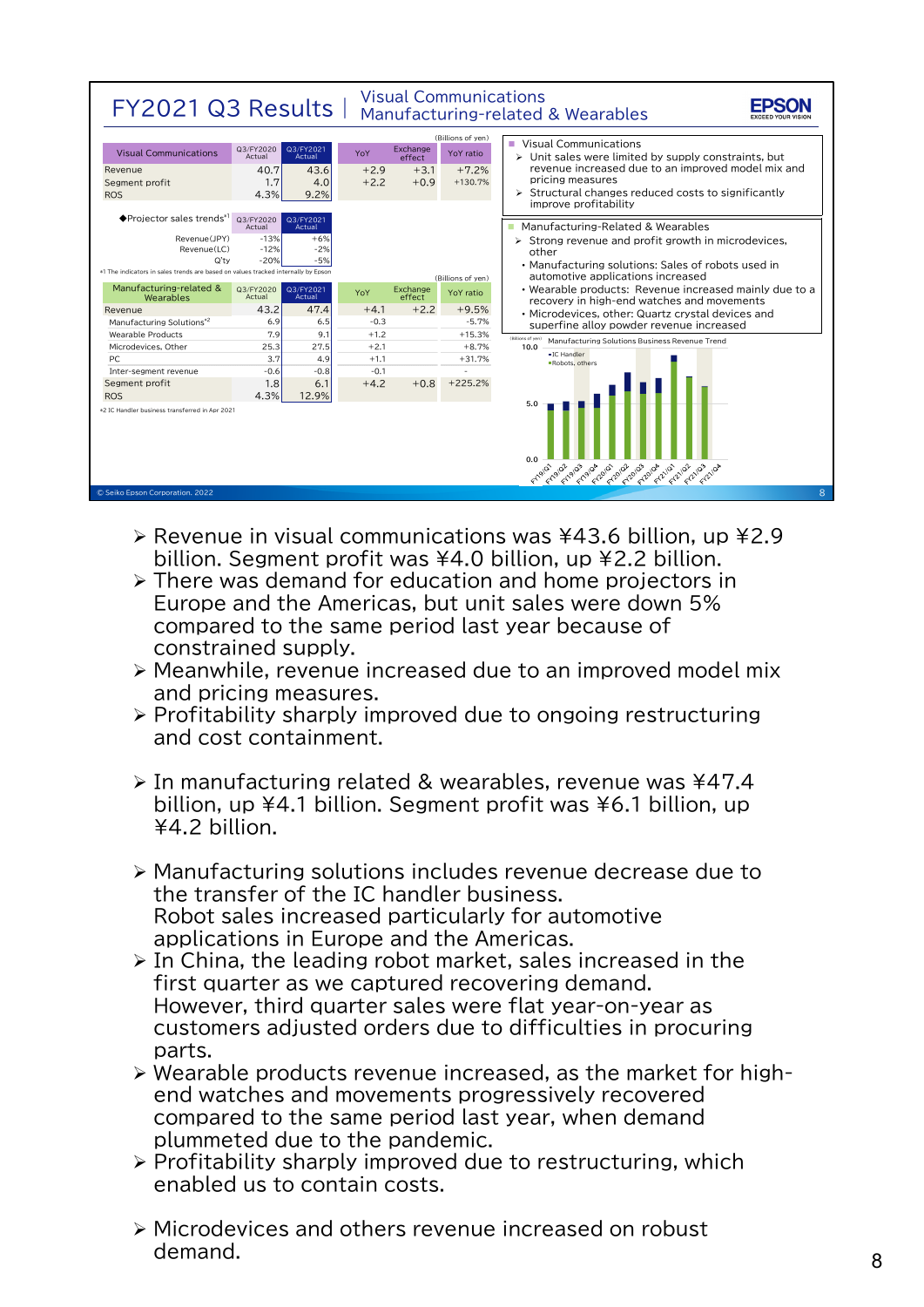# FY2021 Q3 Results | Visual Communications Manufacturing-related & Wearables

EPSON EXCEED YOUR VISION

(Billions of yen)

| Visual Communications | Q3/FY2020 Actual | Q3/FY2021 Actual | YoY | Exchange effect | YoY ratio |
|---|---|---|---|---|---|
| Revenue | 40.7 | 43.6 | +2.9 | +3.1 | +7.2% |
| Segment profit | 1.7 | 4.0 | +2.2 | +0.9 | +130.7% |
| ROS | 4.3% | 9.2% | | | |

| ◆Projector sales trends[*1] | Q3/FY2020 Actual | Q3/FY2021 Actual |
|---|---|---|
| Revenue(JPY) | -13% | +6% |
| Revenue(LC) | -12% | -2% |
| Q'ty | -20% | -5% |

*1 The indicators in sales trends are based on values tracked internally by Epson

(Billions of yen)

| Manufacturing-related & Wearables | Q3/FY2020 Actual | Q3/FY2021 Actual | YoY | Exchange effect | YoY ratio |
|---|---|---|---|---|---|
| Revenue | 43.2 | 47.4 | +4.1 | +2.2 | +9.5% |
| Manufacturing Solutions[*2] | 6.9 | 6.5 | -0.3 | | -5.7% |
| Wearable Products | 7.9 | 9.1 | +1.2 | | +15.3% |
| Microdevices, Other | 25.3 | 27.5 | +2.1 | | +8.7% |
| PC | 3.7 | 4.9 | +1.1 | | +31.7% |
| Inter-segment revenue | -0.6 | -0.8 | -0.1 | | - |
| Segment profit | 1.8 | 6.1 | +4.2 | +0.8 | +225.2% |
| ROS | 4.3% | 12.9% | | | |

*2 IC Handler business transferred in Apr 2021

- Visual Communications
  - Unit sales were limited by supply constraints, but revenue increased due to an improved model mix and pricing measures
  - Structural changes reduced costs to significantly improve profitability

- Manufacturing-Related & Wearables
  - Strong revenue and profit growth in microdevices, other
  - Manufacturing solutions: Sales of robots used in automotive applications increased
  - Wearable products: Revenue increased mainly due to a recovery in high-end watches and movements
  - Microdevices, other: Quartz crystal devices and superfine alloy powder revenue increased

Manufacturing Solutions Business Revenue Trend

(Billions of yen)

10.0
5.0
0.0

IC Handler
Robots, others

FY19/Q1 FY19/Q2 FY19/Q3 FY19/Q4 FY20/Q1 FY20/Q2 FY20/Q3 FY20/Q4 FY21/Q1 FY21/Q2 FY21/Q3 FY21/Q4

© Seiko Epson Corporation. 2022

- Revenue in visual communications was ¥43.6 billion, up ¥2.9 billion. Segment profit was ¥4.0 billion, up ¥2.2 billion.
- There was demand for education and home projectors in Europe and the Americas, but unit sales were down 5% compared to the same period last year because of constrained supply.
- Meanwhile, revenue increased due to an improved model mix and pricing measures.
- Profitability sharply improved due to ongoing restructuring and cost containment.

- In manufacturing related & wearables, revenue was ¥47.4 billion, up ¥4.1 billion. Segment profit was ¥6.1 billion, up ¥4.2 billion.

- Manufacturing solutions includes revenue decrease due to the transfer of the IC handler business.
  Robot sales increased particularly for automotive applications in Europe and the Americas.
- In China, the leading robot market, sales increased in the first quarter as we captured recovering demand.
  However, third quarter sales were flat year-on-year as customers adjusted orders due to difficulties in procuring parts.
- Wearable products revenue increased, as the market for high-end watches and movements progressively recovered compared to the same period last year, when demand plummeted due to the pandemic.
- Profitability sharply improved due to restructuring, which enabled us to contain costs.

- Microdevices and others revenue increased on robust demand.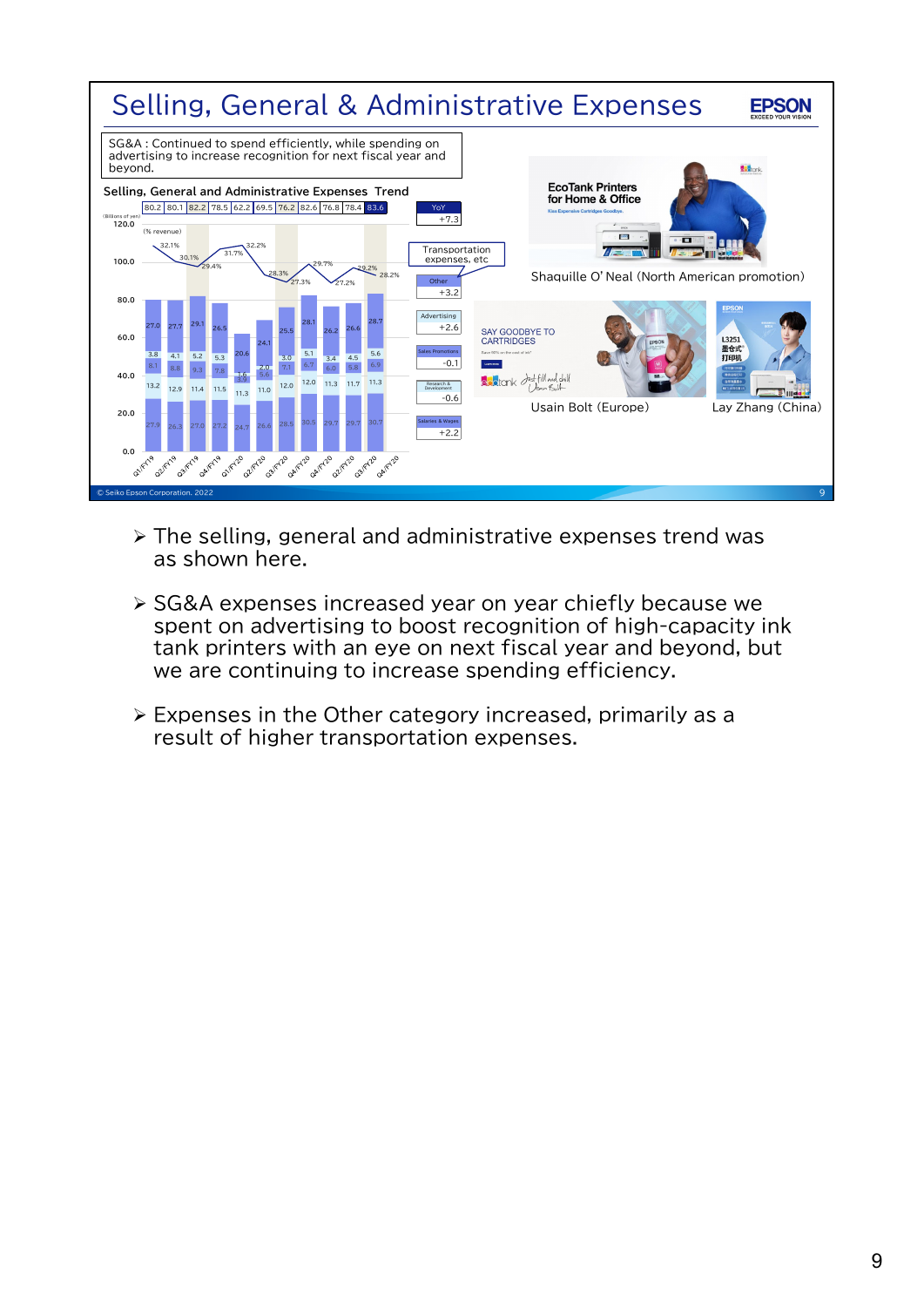# Selling, General & Administrative Expenses

EPSON
EXCEED YOUR VISION

SG&A : Continued to spend efficiently, while spending on advertising to increase recognition for next fiscal year and beyond.

Selling, General and Administrative Expenses Trend

(Billions of yen)

(% revenue)

80.2 | 80.1 | 82.2 | 78.5 | 62.2 | 69.5 | 76.2 | 82.6 | 76.8 | 78.4 | 83.6

32.1% 30.1% 29.4% 31.7% 32.2% 28.3% 27.3% 29.7% 27.2% 29.2% 28.2%

27.0 27.7 29.1 26.5 24.1 25.5 28.1 26.2 26.6 28.7

20.6

3.8 4.1 5.2 5.3 3.0 5.1 3.4 4.5 5.6

8.1 8.8 9.3 7.8 1.9 3.7 2.0 5.6 7.1 6.7 6.0 5.8 6.9

13.2 12.9 11.4 11.5 11.3 11.0 12.0 12.0 11.3 11.7 11.3

27.9 26.3 27.0 27.2 24.7 26.6 28.5 30.5 29.7 29.7 30.7

120.0
100.0
80.0
60.0
40.0
20.0
0.0

Q1/FY19 Q2/FY19 Q3/FY19 Q4/FY19 Q1/FY20 Q2/FY20 Q3/FY20 Q4/FY20 Q1/FY21 Q2/FY21 Q3/FY21

YoY +7.3

Transportation expenses, etc

Other +3.2

Advertising +2.6

Sales Promotions -0.1

Research & Development -0.6

Salaries & Wages +2.2

EcoTank Printers for Home & Office

Shaquille O' Neal (North American promotion)

SAY GOODBYE TO CARTRIDGES

Usain Bolt (Europe)

Lay Zhang (China)

© Seiko Epson Corporation. 2022

- The selling, general and administrative expenses trend was as shown here.
- SG&A expenses increased year on year chiefly because we spent on advertising to boost recognition of high-capacity ink tank printers with an eye on next fiscal year and beyond, but we are continuing to increase spending efficiency.
- Expenses in the Other category increased, primarily as a result of higher transportation expenses.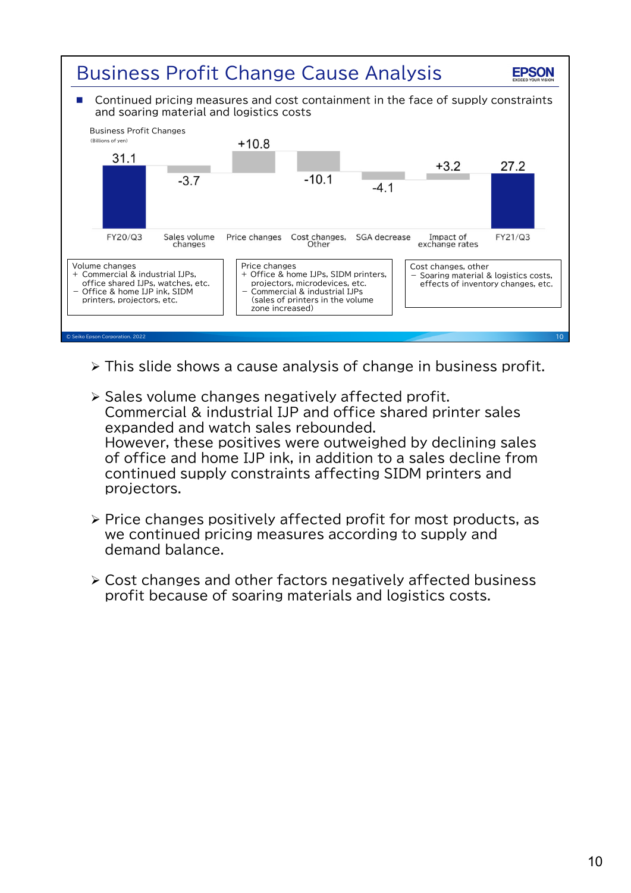## Business Profit Change Cause Analysis

- Continued pricing measures and cost containment in the face of supply constraints and soaring material and logistics costs

Business Profit Changes
(Billions of yen)

31.1
-3.7
+10.8
-10.1
-4.1
+3.2
27.2

FY20/Q3
Sales volume changes
Price changes
Cost changes, Other
SGA decrease
Impact of exchange rates
FY21/Q3

Volume changes
\+ Commercial & industrial IJPs, office shared IJPs, watches, etc.
− Office & home IJP ink, SIDM printers, projectors, etc.

Price changes
\+ Office & home IJPs, SIDM printers, projectors, microdevices, etc.
− Commercial & industrial IJPs (sales of printers in the volume zone increased)

Cost changes, other
− Soaring material & logistics costs, effects of inventory changes, etc.

- This slide shows a cause analysis of change in business profit.
- Sales volume changes negatively affected profit.
  Commercial & industrial IJP and office shared printer sales expanded and watch sales rebounded.
  However, these positives were outweighed by declining sales of office and home IJP ink, in addition to a sales decline from continued supply constraints affecting SIDM printers and projectors.
- Price changes positively affected profit for most products, as we continued pricing measures according to supply and demand balance.
- Cost changes and other factors negatively affected business profit because of soaring materials and logistics costs.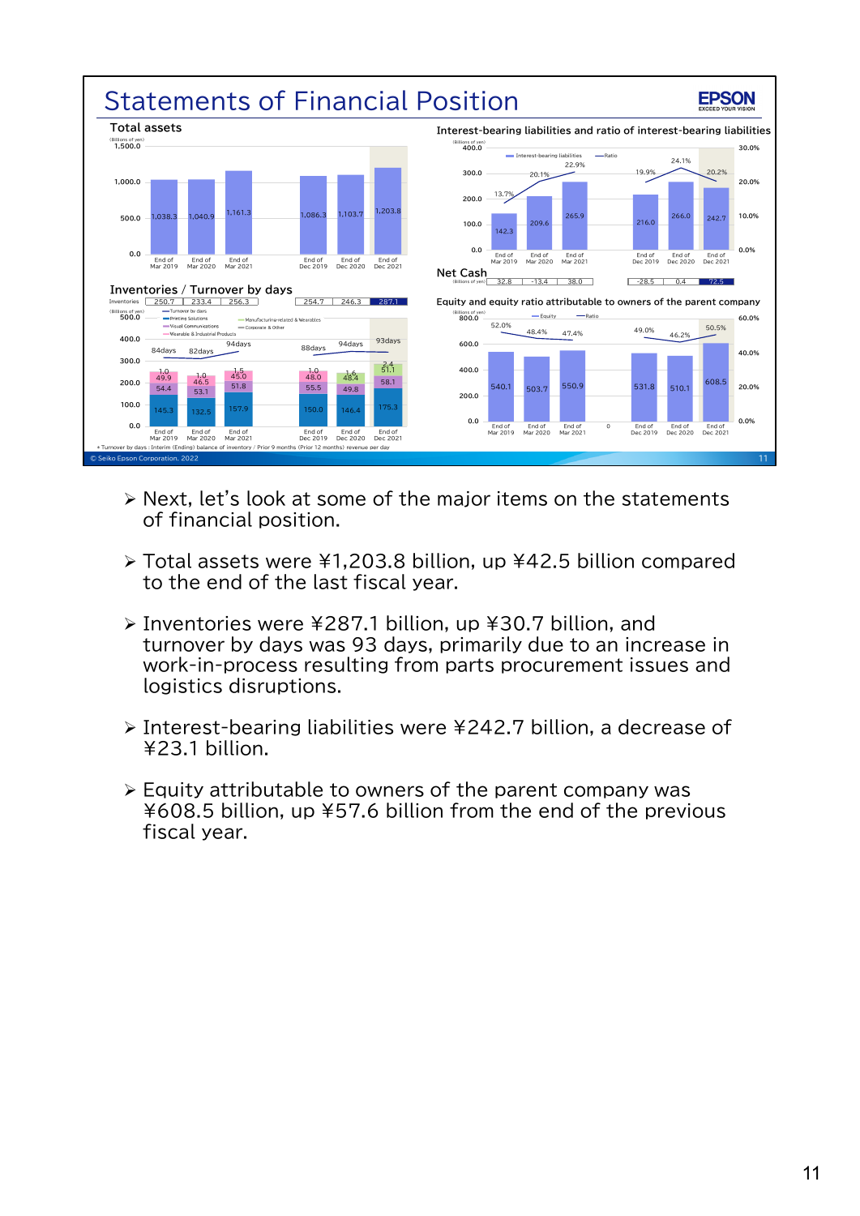# Statements of Financial Position

EPSON
EXCEED YOUR VISION

## Total assets

(Billions of yen)
1,500.0
1,000.0
500.0
0.0

1,038.3 — End of Mar 2019
1,040.9 — End of Mar 2020
1,161.3 — End of Mar 2021
1,086.3 — End of Dec 2019
1,103.7 — End of Dec 2020
1,203.8 — End of Dec 2021

## Interest-bearing liabilities and ratio of interest-bearing liabilities

(Billions of yen)
Interest-bearing liabilities — Ratio

400.0, 300.0, 200.0, 100.0, 0.0
30.0%, 20.0%, 10.0%, 0.0%

142.3 / 13.7% — End of Mar 2019
209.6 / 20.1% — End of Mar 2020
265.9 / 22.9% — End of Mar 2021
216.0 / 19.9% — End of Dec 2019
266.0 / 24.1% — End of Dec 2020
242.7 / 20.2% — End of Dec 2021

Net Cash (Billions of yen): 32.8 | -13.4 | 38.0 | -28.5 | 0.4 | 72.5

## Inventories / Turnover by days

(Billions of yen)
Inventories: 250.7 | 233.4 | 256.3 | 254.7 | 246.3 | 287.1

Turnover by days; Printing Solutions; Visual Communications; Wearable & Industrial Products; Manufacturing-related & Wearables; Corporate & Other

500.0, 400.0, 300.0, 200.0, 100.0, 0.0

End of Mar 2019: 84days; 145.3, 54.4, 49.9, 1.0
End of Mar 2020: 82days; 132.5, 53.1, 46.5, 1.0
End of Mar 2021: 94days; 157.9, 51.8, 45.0, 1.5
End of Dec 2019: 88days; 150.0, 55.5, 48.0, 1.0
End of Dec 2020: 94days; 146.4, 49.8, 48.4, 1.6
End of Dec 2021: 93days; 175.3, 58.1, 51.1, 2.4

* Turnover by days : Interim (Ending) balance of inventory / Prior 9 months (Prior 12 months) revenue per day

## Equity and equity ratio attributable to owners of the parent company

(Billions of yen)
Equity — Ratio

800.0, 600.0, 400.0, 200.0, 0.0
60.0%, 40.0%, 20.0%, 0.0%

540.1 / 52.0% — End of Mar 2019
503.7 / 48.4% — End of Mar 2020
550.9 / 47.4% — End of Mar 2021
531.8 / 49.0% — End of Dec 2019
510.1 / 46.2% — End of Dec 2020
608.5 / 50.5% — End of Dec 2021

© Seiko Epson Corporation. 2022

- Next, let's look at some of the major items on the statements of financial position.
- Total assets were ¥1,203.8 billion, up ¥42.5 billion compared to the end of the last fiscal year.
- Inventories were ¥287.1 billion, up ¥30.7 billion, and turnover by days was 93 days, primarily due to an increase in work-in-process resulting from parts procurement issues and logistics disruptions.
- Interest-bearing liabilities were ¥242.7 billion, a decrease of ¥23.1 billion.
- Equity attributable to owners of the parent company was ¥608.5 billion, up ¥57.6 billion from the end of the previous fiscal year.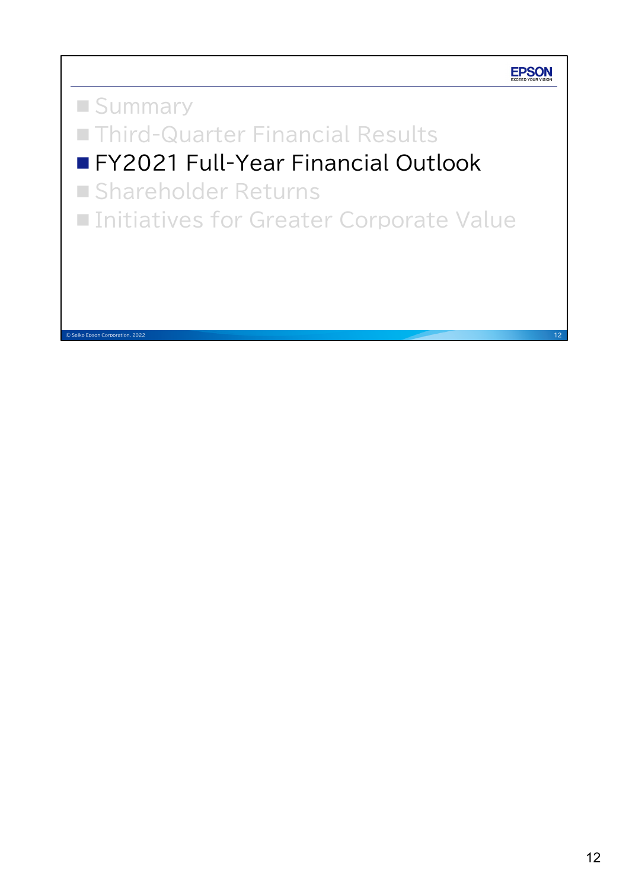- Summary
- Third-Quarter Financial Results
- **FY2021 Full-Year Financial Outlook**
- Shareholder Returns
- Initiatives for Greater Corporate Value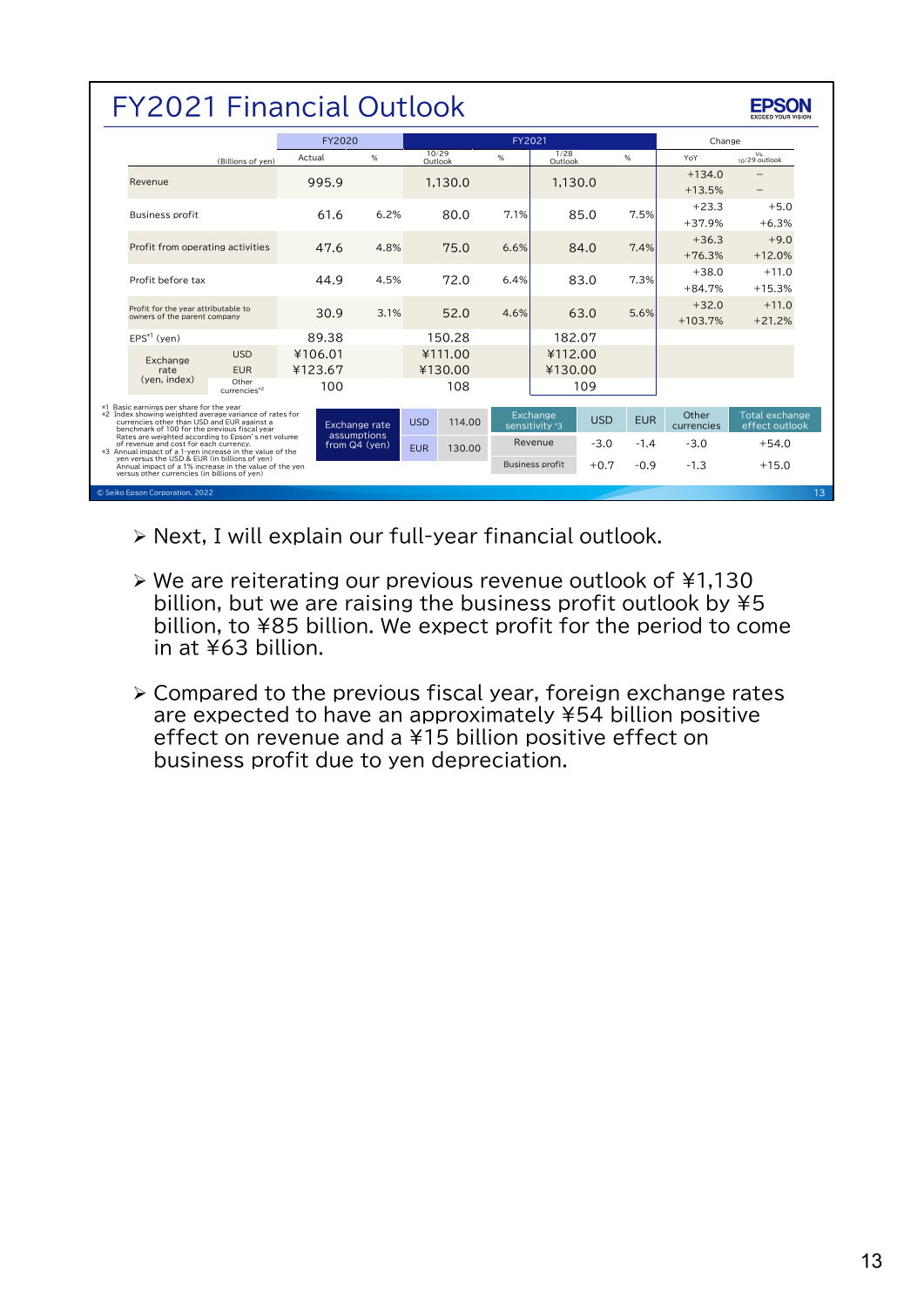# FY2021 Financial Outlook

| (Billions of yen) | | FY2020 Actual | % | FY2021 10/29 Outlook | % | FY2021 1/28 Outlook | % | Change YoY | Change Vs. 10/29 outlook |
|---|---|---|---|---|---|---|---|---|---|
| Revenue | | 995.9 | | 1,130.0 | | 1,130.0 | | +134.0<br>+13.5% | –<br>– |
| Business profit | | 61.6 | 6.2% | 80.0 | 7.1% | 85.0 | 7.5% | +23.3<br>+37.9% | +5.0<br>+6.3% |
| Profit from operating activities | | 47.6 | 4.8% | 75.0 | 6.6% | 84.0 | 7.4% | +36.3<br>+76.3% | +9.0<br>+12.0% |
| Profit before tax | | 44.9 | 4.5% | 72.0 | 6.4% | 83.0 | 7.3% | +38.0<br>+84.7% | +11.0<br>+15.3% |
| Profit for the year attributable to owners of the parent company | | 30.9 | 3.1% | 52.0 | 4.6% | 63.0 | 5.6% | +32.0<br>+103.7% | +11.0<br>+21.2% |
| EPS*1 (yen) | | 89.38 | | 150.28 | | 182.07 | | | |
| Exchange rate (yen, index) | USD | ¥106.01 | | ¥111.00 | | ¥112.00 | | | |
| | EUR | ¥123.67 | | ¥130.00 | | ¥130.00 | | | |
| | Other currencies*2 | 100 | | 108 | | 109 | | | |

*1 Basic earnings per share for the year
*2 Index showing weighted average variance of rates for currencies other than USD and EUR against a benchmark of 100 for the previous fiscal year. Rates are weighted according to Epson's net volume of revenue and cost for each currency.
*3 Annual impact of a 1-yen increase in the value of the yen versus the USD & EUR (in billions of yen). Annual impact of a 1% increase in the value of the yen versus other currencies (in billions of yen)

| Exchange rate assumptions from Q4 (yen) | |
|---|---|
| USD | 114.00 |
| EUR | 130.00 |

| Exchange sensitivity *3 | USD | EUR | Other currencies | Total exchange effect outlook |
|---|---|---|---|---|
| Revenue | -3.0 | -1.4 | -3.0 | +54.0 |
| Business profit | +0.7 | -0.9 | -1.3 | +15.0 |

© Seiko Epson Corporation. 2022

- Next, I will explain our full-year financial outlook.
- We are reiterating our previous revenue outlook of ¥1,130 billion, but we are raising the business profit outlook by ¥5 billion, to ¥85 billion. We expect profit for the period to come in at ¥63 billion.
- Compared to the previous fiscal year, foreign exchange rates are expected to have an approximately ¥54 billion positive effect on revenue and a ¥15 billion positive effect on business profit due to yen depreciation.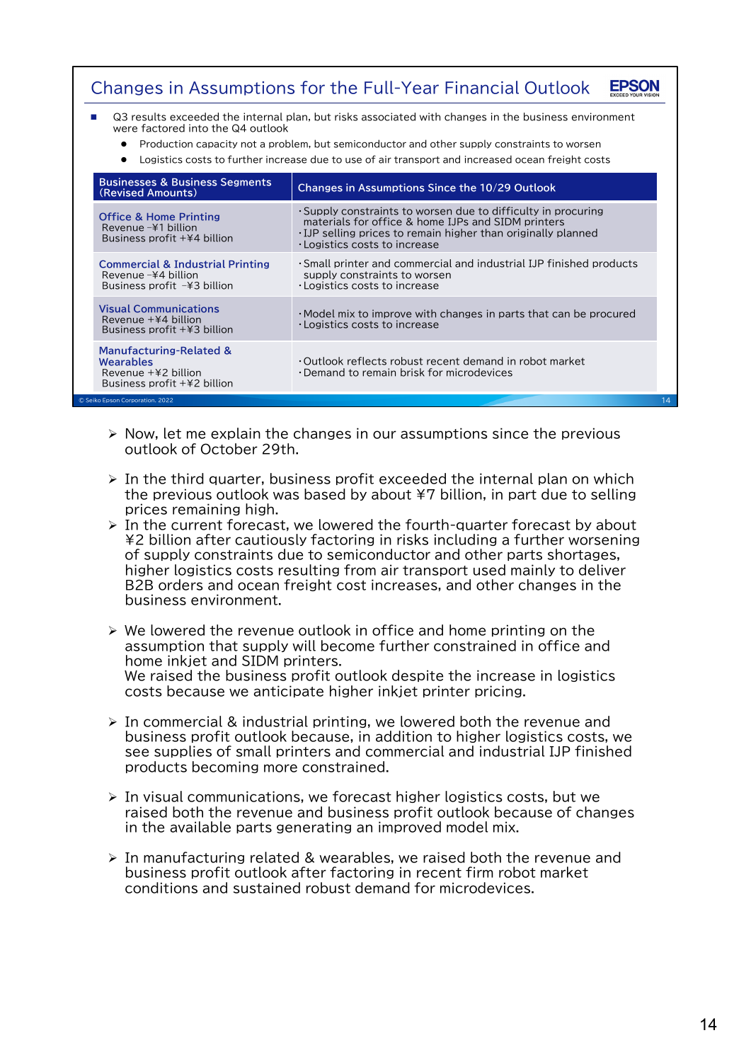## Changes in Assumptions for the Full-Year Financial Outlook

- Q3 results exceeded the internal plan, but risks associated with changes in the business environment were factored into the Q4 outlook
  - Production capacity not a problem, but semiconductor and other supply constraints to worsen
  - Logistics costs to further increase due to use of air transport and increased ocean freight costs

| Businesses & Business Segments (Revised Amounts) | Changes in Assumptions Since the 10/29 Outlook |
|---|---|
| **Office & Home Printing**<br>Revenue -¥1 billion<br>Business profit +¥4 billion | ･Supply constraints to worsen due to difficulty in procuring materials for office & home IJPs and SIDM printers<br>･IJP selling prices to remain higher than originally planned<br>･Logistics costs to increase |
| **Commercial & Industrial Printing**<br>Revenue -¥4 billion<br>Business profit -¥3 billion | ･Small printer and commercial and industrial IJP finished products supply constraints to worsen<br>･Logistics costs to increase |
| **Visual Communications**<br>Revenue +¥4 billion<br>Business profit +¥3 billion | ･Model mix to improve with changes in parts that can be procured<br>･Logistics costs to increase |
| **Manufacturing-Related & Wearables**<br>Revenue +¥2 billion<br>Business profit +¥2 billion | ･Outlook reflects robust recent demand in robot market<br>･Demand to remain brisk for microdevices |

© Seiko Epson Corporation. 2022

- Now, let me explain the changes in our assumptions since the previous outlook of October 29th.

- In the third quarter, business profit exceeded the internal plan on which the previous outlook was based by about ¥7 billion, in part due to selling prices remaining high.
- In the current forecast, we lowered the fourth-quarter forecast by about ¥2 billion after cautiously factoring in risks including a further worsening of supply constraints due to semiconductor and other parts shortages, higher logistics costs resulting from air transport used mainly to deliver B2B orders and ocean freight cost increases, and other changes in the business environment.

- We lowered the revenue outlook in office and home printing on the assumption that supply will become further constrained in office and home inkjet and SIDM printers.
  We raised the business profit outlook despite the increase in logistics costs because we anticipate higher inkjet printer pricing.

- In commercial & industrial printing, we lowered both the revenue and business profit outlook because, in addition to higher logistics costs, we see supplies of small printers and commercial and industrial IJP finished products becoming more constrained.

- In visual communications, we forecast higher logistics costs, but we raised both the revenue and business profit outlook because of changes in the available parts generating an improved model mix.

- In manufacturing related & wearables, we raised both the revenue and business profit outlook after factoring in recent firm robot market conditions and sustained robust demand for microdevices.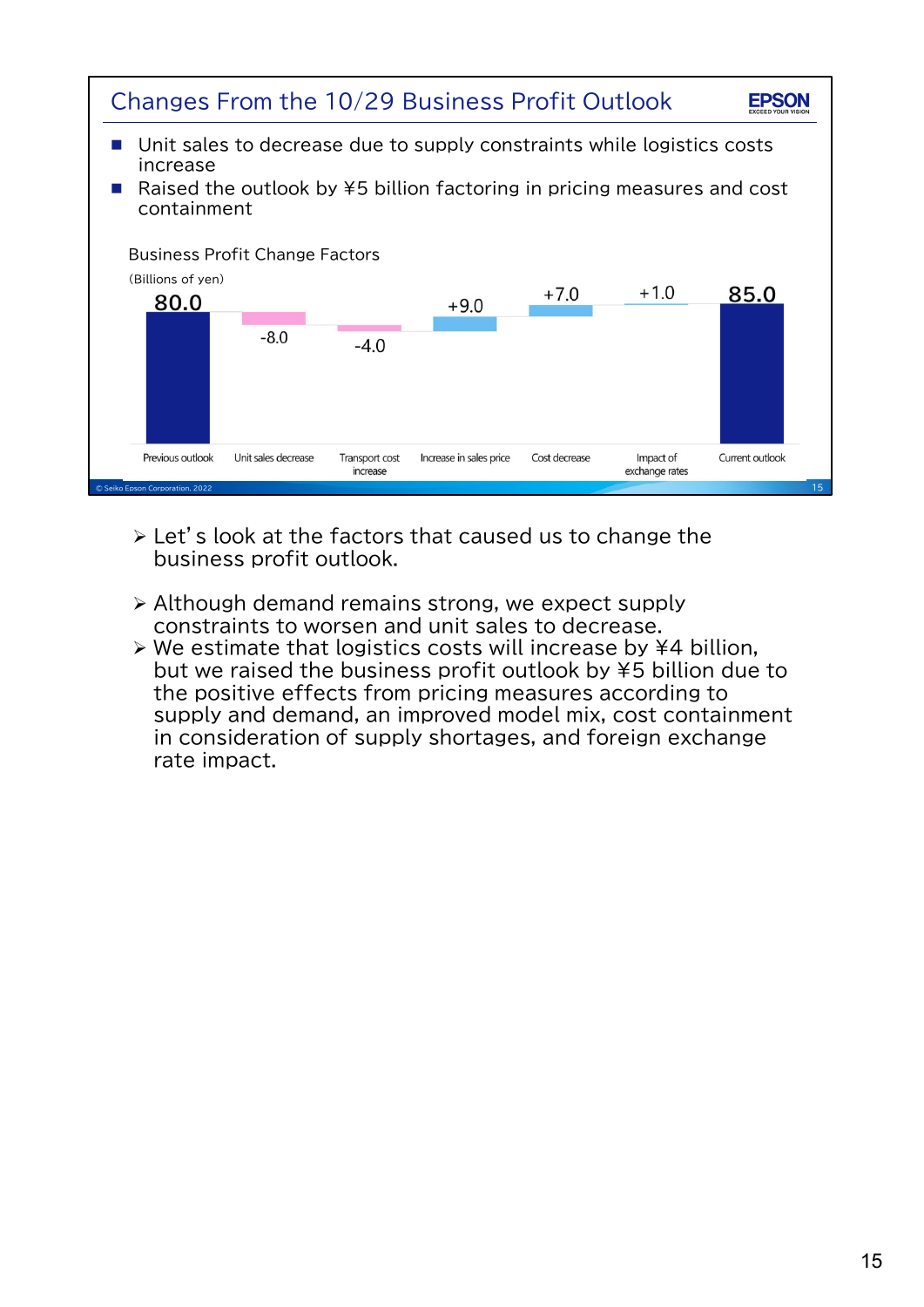## Changes From the 10/29 Business Profit Outlook

EPSON
EXCEED YOUR VISION

- Unit sales to decrease due to supply constraints while logistics costs increase
- Raised the outlook by ¥5 billion factoring in pricing measures and cost containment

Business Profit Change Factors

(Billions of yen)

80.0
-8.0
-4.0
+9.0
+7.0
+1.0
85.0

Previous outlook
Unit sales decrease
Transport cost increase
Increase in sales price
Cost decrease
Impact of exchange rates
Current outlook

© Seiko Epson Corporation. 2022

- Let's look at the factors that caused us to change the business profit outlook.

- Although demand remains strong, we expect supply constraints to worsen and unit sales to decrease.
- We estimate that logistics costs will increase by ¥4 billion, but we raised the business profit outlook by ¥5 billion due to the positive effects from pricing measures according to supply and demand, an improved model mix, cost containment in consideration of supply shortages, and foreign exchange rate impact.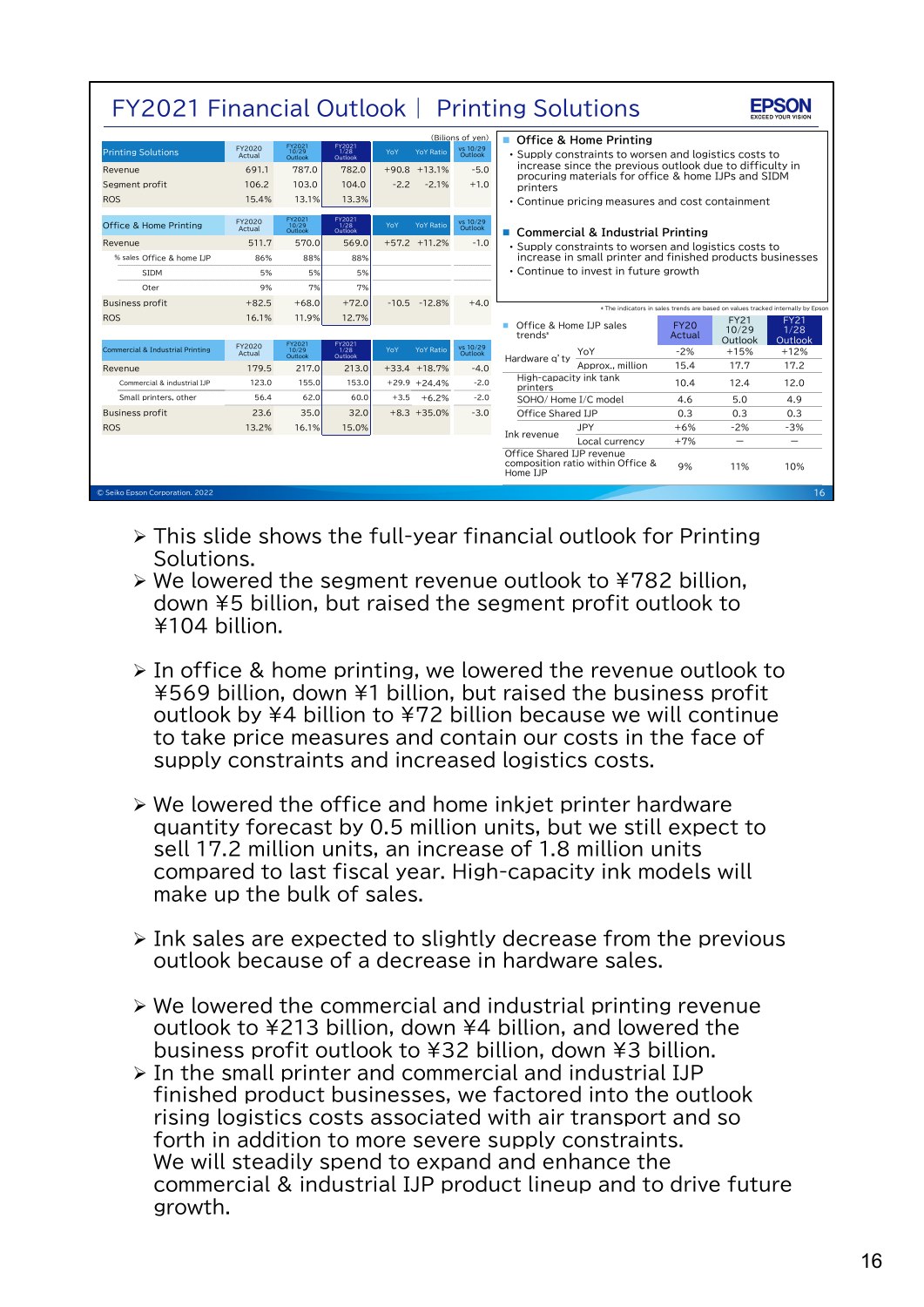# FY2021 Financial Outlook | Printing Solutions

EPSON
EXCEED YOUR VISION

(Billions of yen)

| Printing Solutions | FY2020 Actual | FY2021 10/29 Outlook | FY2021 1/28 Outlook | YoY | YoY Ratio | vs 10/29 Outlook |
|---|---|---|---|---|---|---|
| Revenue | 691.1 | 787.0 | 782.0 | +90.8 | +13.1% | -5.0 |
| Segment profit | 106.2 | 103.0 | 104.0 | -2.2 | -2.1% | +1.0 |
| ROS | 15.4% | 13.1% | 13.3% | | | |

| Office & Home Printing | FY2020 Actual | FY2021 10/29 Outlook | FY2021 1/28 Outlook | YoY | YoY Ratio | vs 10/29 Outlook |
|---|---|---|---|---|---|---|
| Revenue | 511.7 | 570.0 | 569.0 | +57.2 | +11.2% | -1.0 |
| % sales Office & home IJP | 86% | 88% | 88% | | | |
| SIDM | 5% | 5% | 5% | | | |
| Oter | 9% | 7% | 7% | | | |
| Business profit | +82.5 | +68.0 | +72.0 | -10.5 | -12.8% | +4.0 |
| ROS | 16.1% | 11.9% | 12.7% | | | |

| Commercial & Industrial Printing | FY2020 Actual | FY2021 10/29 Outlook | FY2021 1/28 Outlook | YoY | YoY Ratio | vs 10/29 Outlook |
|---|---|---|---|---|---|---|
| Revenue | 179.5 | 217.0 | 213.0 | +33.4 | +18.7% | -4.0 |
| Commercial & industrial IJP | 123.0 | 155.0 | 153.0 | +29.9 | +24.4% | -2.0 |
| Small printers, other | 56.4 | 62.0 | 60.0 | +3.5 | +6.2% | -2.0 |
| Business profit | 23.6 | 35.0 | 32.0 | +8.3 | +35.0% | -3.0 |
| ROS | 13.2% | 16.1% | 15.0% | | | |

- **Office & Home Printing**
  - Supply constraints to worsen and logistics costs to increase since the previous outlook due to difficulty in procuring materials for office & home IJPs and SIDM printers
  - Continue pricing measures and cost containment
- **Commercial & Industrial Printing**
  - Supply constraints to worsen and logistics costs to increase in small printer and finished products businesses
  - Continue to invest in future growth

\* The indicators in sales trends are based on values tracked internally by Epson

| Office & Home IJP sales trends* | | FY20 Actual | FY21 10/29 Outlook | FY21 1/28 Outlook |
|---|---|---|---|---|
| Hardware q'ty | YoY | -2% | +15% | +12% |
| | Approx., million | 15.4 | 17.7 | 17.2 |
| | High-capacity ink tank printers | 10.4 | 12.4 | 12.0 |
| | SOHO/ Home I/C model | 4.6 | 5.0 | 4.9 |
| | Office Shared IJP | 0.3 | 0.3 | 0.3 |
| Ink revenue | JPY | +6% | -2% | -3% |
| | Local currency | +7% | – | – |
| Office Shared IJP revenue composition ratio within Office & Home IJP | | 9% | 11% | 10% |

© Seiko Epson Corporation. 2022

- This slide shows the full-year financial outlook for Printing Solutions.
- We lowered the segment revenue outlook to ¥782 billion, down ¥5 billion, but raised the segment profit outlook to ¥104 billion.

- In office & home printing, we lowered the revenue outlook to ¥569 billion, down ¥1 billion, but raised the business profit outlook by ¥4 billion to ¥72 billion because we will continue to take price measures and contain our costs in the face of supply constraints and increased logistics costs.

- We lowered the office and home inkjet printer hardware quantity forecast by 0.5 million units, but we still expect to sell 17.2 million units, an increase of 1.8 million units compared to last fiscal year. High-capacity ink models will make up the bulk of sales.

- Ink sales are expected to slightly decrease from the previous outlook because of a decrease in hardware sales.

- We lowered the commercial and industrial printing revenue outlook to ¥213 billion, down ¥4 billion, and lowered the business profit outlook to ¥32 billion, down ¥3 billion.
- In the small printer and commercial and industrial IJP finished product businesses, we factored into the outlook rising logistics costs associated with air transport and so forth in addition to more severe supply constraints. We will steadily spend to expand and enhance the commercial & industrial IJP product lineup and to drive future growth.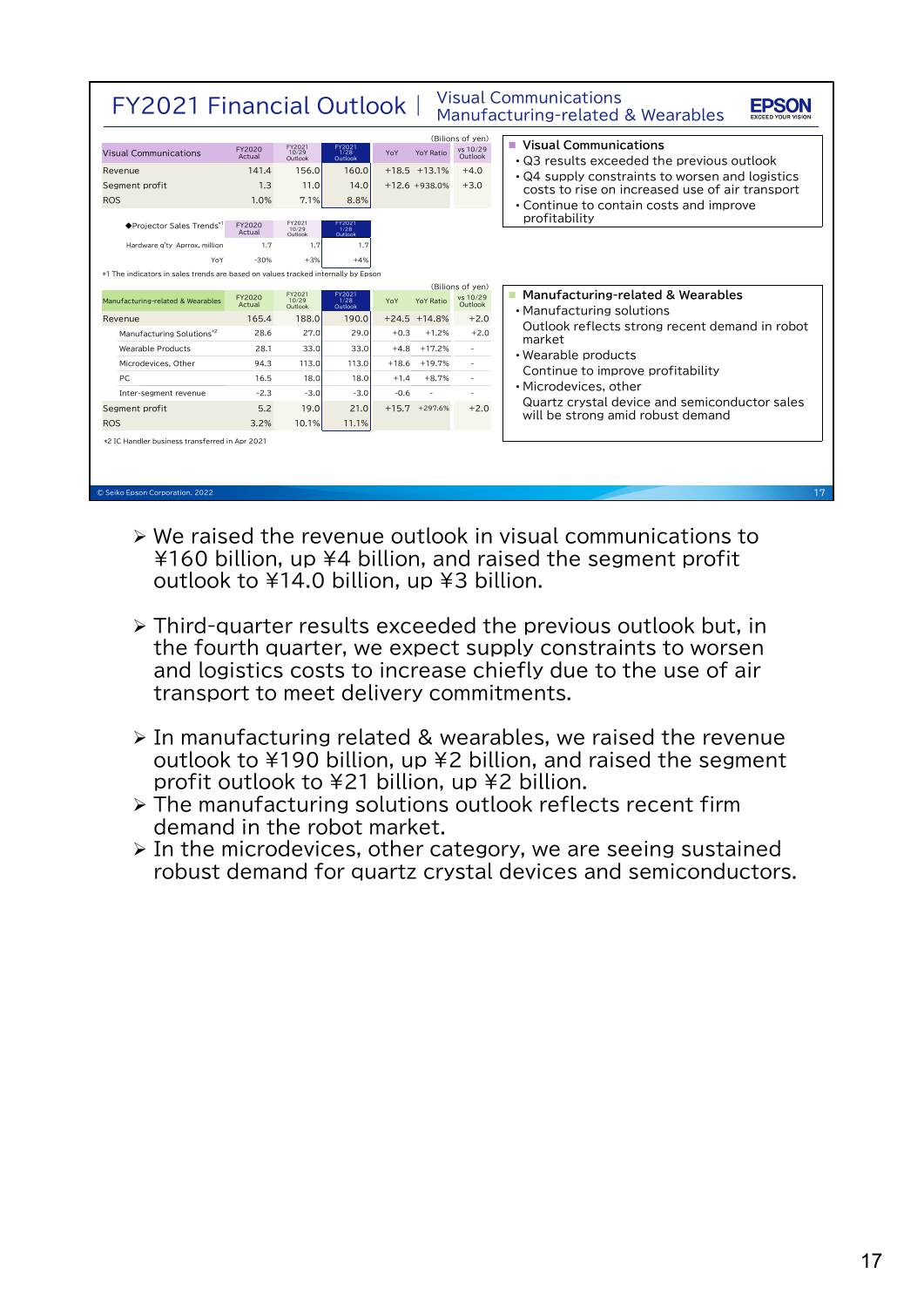# FY2021 Financial Outlook | Visual Communications, Manufacturing-related & Wearables

(Billions of yen)

| Visual Communications | FY2020 Actual | FY2021 10/29 Outlook | FY2021 1/28 Outlook | YoY | YoY Ratio | vs 10/29 Outlook |
|---|---|---|---|---|---|---|
| Revenue | 141.4 | 156.0 | 160.0 | +18.5 | +13.1% | +4.0 |
| Segment profit | 1.3 | 11.0 | 14.0 | +12.6 | +938.0% | +3.0 |
| ROS | 1.0% | 7.1% | 8.8% | | | |

| ◆Projector Sales Trends[*1] | FY2020 Actual | FY2021 10/29 Outlook | FY2021 1/28 Outlook |
|---|---|---|---|
| Hardware q'ty Aprrox. million | 1.7 | 1.7 | 1.7 |
| YoY | -30% | +3% | +4% |

*1 The indicators in sales trends are based on values tracked internally by Epson

**Visual Communications**
- Q3 results exceeded the previous outlook
- Q4 supply constraints to worsen and logistics costs to rise on increased use of air transport
- Continue to contain costs and improve profitability

(Billions of yen)

| Manufacturing-related & Wearables | FY2020 Actual | FY2021 10/29 Outlook | FY2021 1/28 Outlook | YoY | YoY Ratio | vs 10/29 Outlook |
|---|---|---|---|---|---|---|
| Revenue | 165.4 | 188.0 | 190.0 | +24.5 | +14.8% | +2.0 |
| Manufacturing Solutions[*2] | 28.6 | 27.0 | 29.0 | +0.3 | +1.2% | +2.0 |
| Wearable Products | 28.1 | 33.0 | 33.0 | +4.8 | +17.2% | - |
| Microdevices, Other | 94.3 | 113.0 | 113.0 | +18.6 | +19.7% | - |
| PC | 16.5 | 18.0 | 18.0 | +1.4 | +8.7% | - |
| Inter-segment revenue | -2.3 | -3.0 | -3.0 | -0.6 | - | - |
| Segment profit | 5.2 | 19.0 | 21.0 | +15.7 | +297.6% | +2.0 |
| ROS | 3.2% | 10.1% | 11.1% | | | |

*2 IC Handler business transferred in Apr 2021

**Manufacturing-related & Wearables**
- Manufacturing solutions
  Outlook reflects strong recent demand in robot market
- Wearable products
  Continue to improve profitability
- Microdevices, other
  Quartz crystal device and semiconductor sales will be strong amid robust demand

© Seiko Epson Corporation. 2022

- We raised the revenue outlook in visual communications to ¥160 billion, up ¥4 billion, and raised the segment profit outlook to ¥14.0 billion, up ¥3 billion.

- Third-quarter results exceeded the previous outlook but, in the fourth quarter, we expect supply constraints to worsen and logistics costs to increase chiefly due to the use of air transport to meet delivery commitments.

- In manufacturing related & wearables, we raised the revenue outlook to ¥190 billion, up ¥2 billion, and raised the segment profit outlook to ¥21 billion, up ¥2 billion.
- The manufacturing solutions outlook reflects recent firm demand in the robot market.
- In the microdevices, other category, we are seeing sustained robust demand for quartz crystal devices and semiconductors.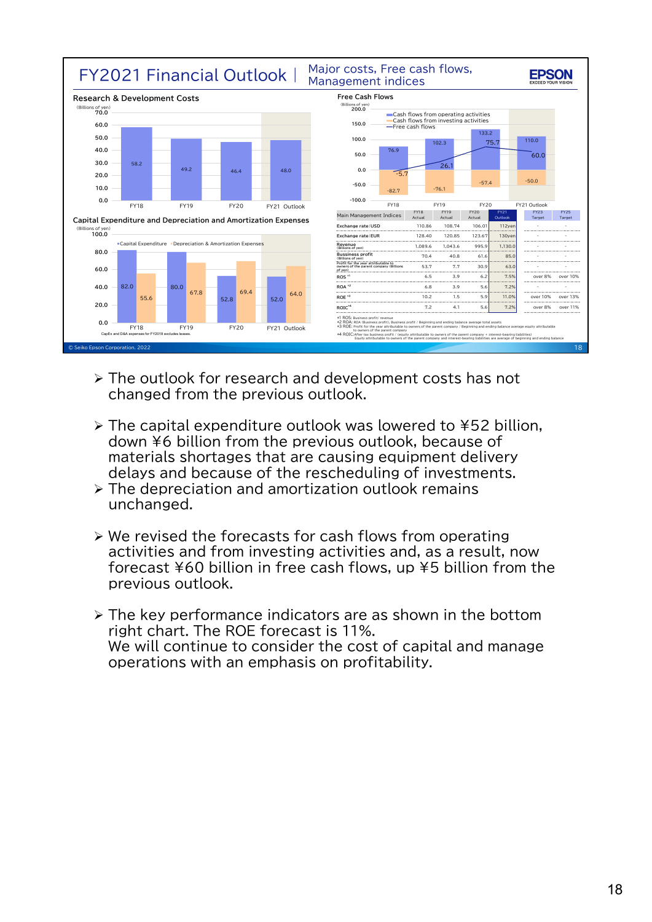# FY2021 Financial Outlook | Major costs, Free cash flows, Management indices

EPSON
EXCEED YOUR VISION

## Research & Development Costs

(Billions of yen)

70.0
60.0
50.0
40.0
30.0
20.0
10.0
0.0

58.2
49.2
46.4
48.0

FY18
FY19
FY20
FY21 Outlook

## Free Cash Flows

(Billions of yen)

200.0
150.0
100.0
50.0
0.0
-50.0
-100.0

Cash flows from operating activities
Cash flows from investing activities
Free cash flows

76.9
-5.7
-82.7
102.3
26.1
-76.1
133.2
75.7
-57.4
110.0
60.0
-50.0

FY18
FY19
FY20
FY21 Outlook

## Capital Expenditure and Depreciation and Amortization Expenses

(Billions of yen)

100.0
80.0
60.0
40.0
20.0
0.0

Capital Expenditure
Depreciation & Amortization Expenses

82.0
55.6
80.0
67.8
52.8
69.4
52.0
64.0

FY18
FY19
FY20
FY21 Outlook

CapEx and D&A expenses for FY2018 excludes leases.

## Main Management Indices

| Main Management Indices | FY18 Actual | FY19 Actual | FY20 Actual | FY21 Outlook | FY23 Target | FY25 Target |
|---|---|---|---|---|---|---|
| Exchange rate:USD | 110.86 | 108.74 | 106.01 | 112yen | - | - |
| Exchange rate:EUR | 128.40 | 120.85 | 123.67 | 130yen | - | - |
| Revenue (Billions of yen) | 1,089.6 | 1,043.6 | 995.9 | 1,130.0 | - | - |
| Bussiness profit (Billions of yen) | 70.4 | 40.8 | 61.6 | 85.0 | - | - |
| Profit for the year attributable to owners of the parent company (Billions of yen) | 53.7 | 7.7 | 30.9 | 63.0 | - | - |
| ROS [*1] | 6.5 | 3.9 | 6.2 | 7.5% | over 8% | over 10% |
| ROA [*2] | 6.8 | 3.9 | 5.6 | 7.2% | - | - |
| ROE [*3] | 10.2 | 1.5 | 5.9 | 11.0% | over 10% | over 13% |
| ROIC [*4] | 7.2 | 4.1 | 5.6 | 7.2% | over 8% | over 11% |

*1 ROS: Business profit / revenue
*2 ROA: ROA (Business profit), Business profit / Beginning and ending balance average total assets
*3 ROE: Profit for the year attributable to owners of the parent company / Beginning and ending balance average equity attributable to owners of the parent company
*4 ROIC:After tax business profit / (equity attributable to owners of the parent company + interest-bearing liabilities)
Equity attributable to owners of the parent company and interest-bearing liabilities are average of beginning and ending balance

© Seiko Epson Corporation. 2022

- The outlook for research and development costs has not changed from the previous outlook.

- The capital expenditure outlook was lowered to ¥52 billion, down ¥6 billion from the previous outlook, because of materials shortages that are causing equipment delivery delays and because of the rescheduling of investments.
- The depreciation and amortization outlook remains unchanged.

- We revised the forecasts for cash flows from operating activities and from investing activities and, as a result, now forecast ¥60 billion in free cash flows, up ¥5 billion from the previous outlook.

- The key performance indicators are as shown in the bottom right chart. The ROE forecast is 11%.
  We will continue to consider the cost of capital and manage operations with an emphasis on profitability.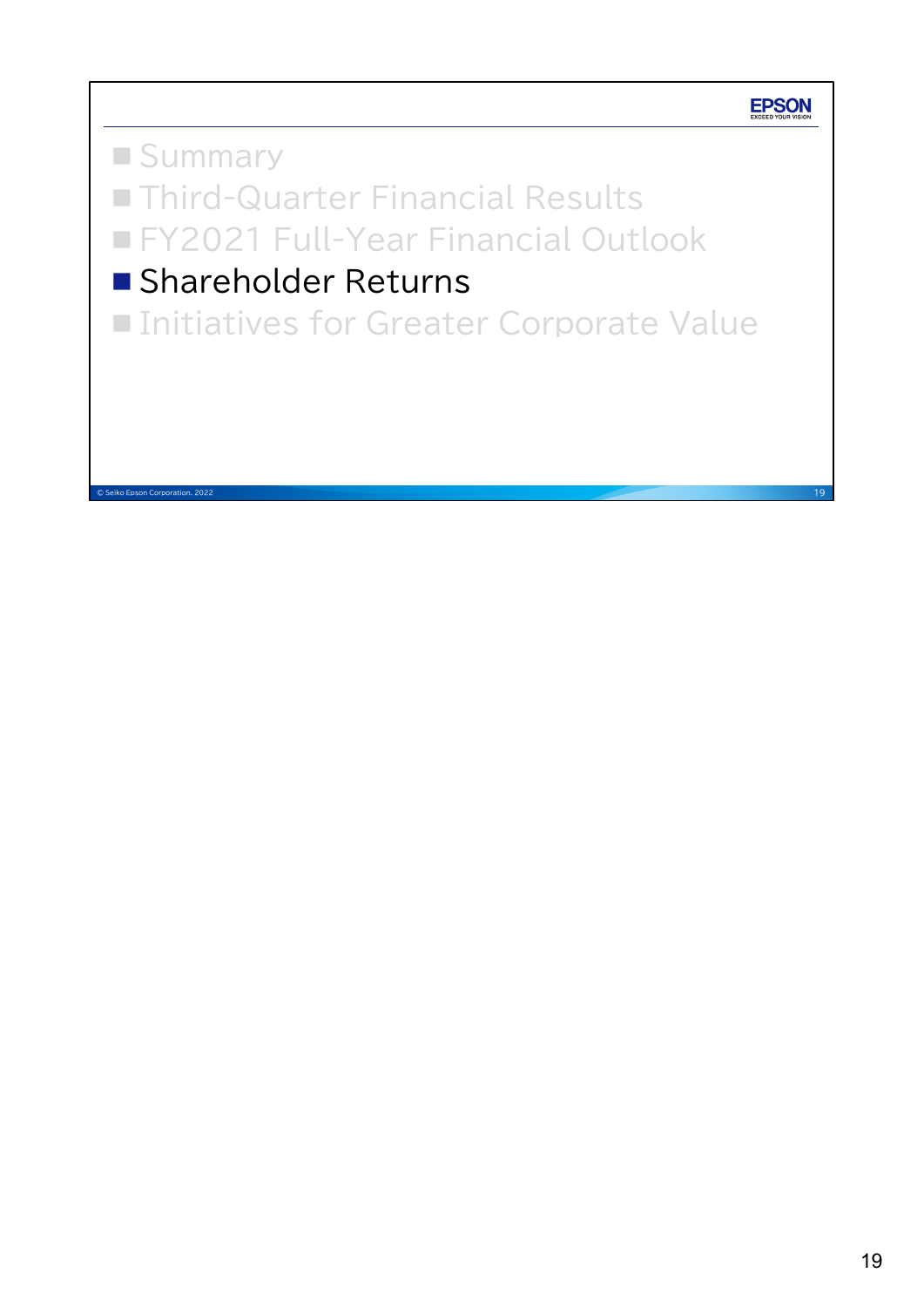- Summary
- Third-Quarter Financial Results
- FY2021 Full-Year Financial Outlook
- **Shareholder Returns**
- Initiatives for Greater Corporate Value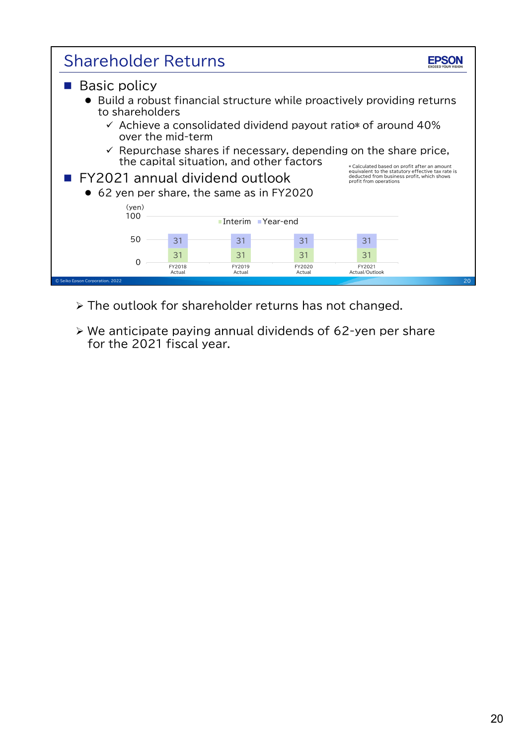# Shareholder Returns

EPSON
EXCEED YOUR VISION

- Basic policy
  - Build a robust financial structure while proactively providing returns to shareholders
    - ✓ Achieve a consolidated dividend payout ratio* of around 40% over the mid-term
    - ✓ Repurchase shares if necessary, depending on the share price, the capital situation, and other factors

\* Calculated based on profit after an amount equivalent to the statutory effective tax rate is deducted from business profit, which shows profit from operations

- FY2021 annual dividend outlook
  - 62 yen per share, the same as in FY2020

(yen)
100
50
0
Interim Year-end
31 31 31 31
31 31 31 31
FY2018 Actual
FY2019 Actual
FY2020 Actual
FY2021 Actual/Outlook

© Seiko Epson Corporation. 2022

➢ The outlook for shareholder returns has not changed.

➢ We anticipate paying annual dividends of 62-yen per share for the 2021 fiscal year.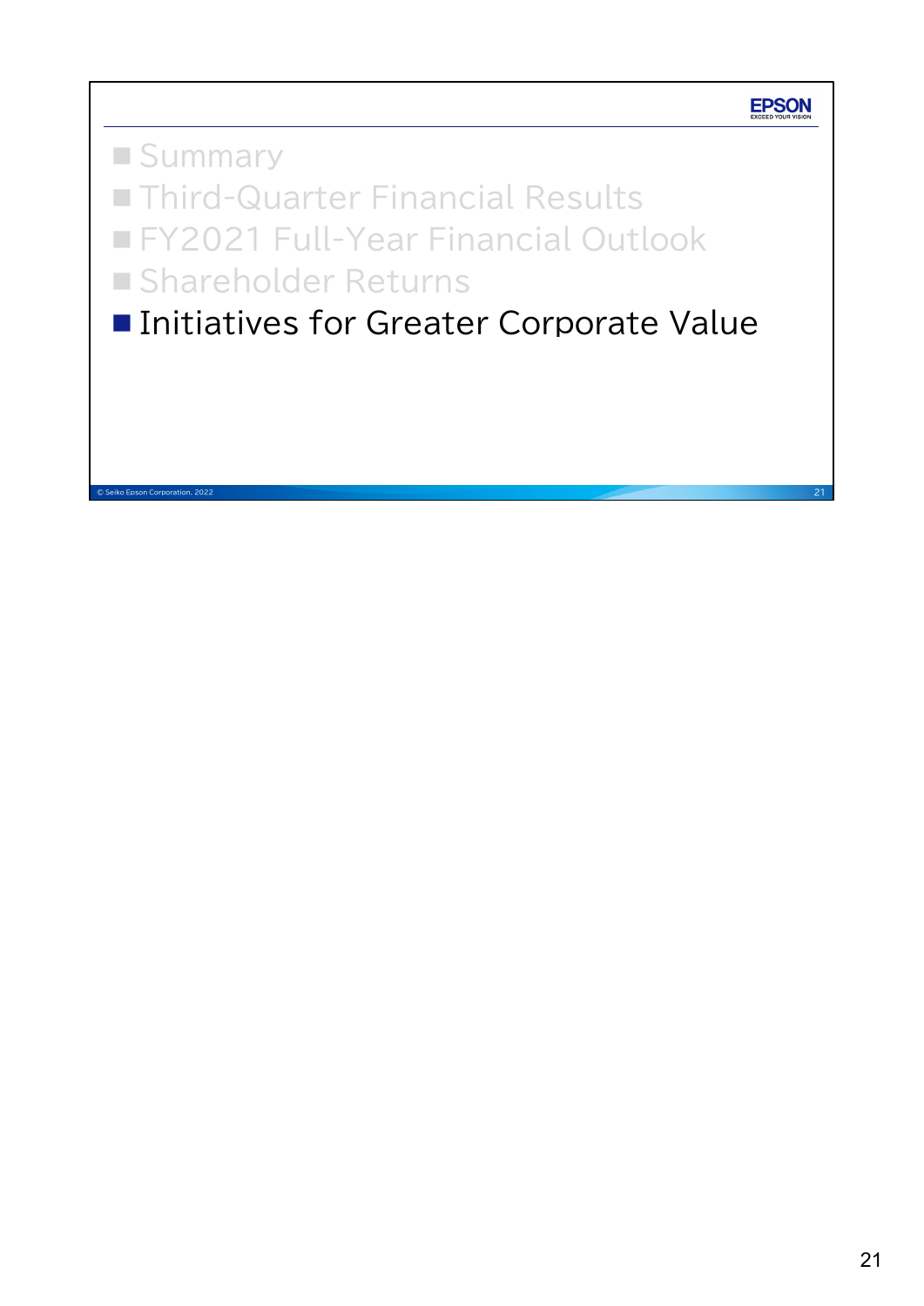- Summary
- Third-Quarter Financial Results
- FY2021 Full-Year Financial Outlook
- Shareholder Returns
- **Initiatives for Greater Corporate Value**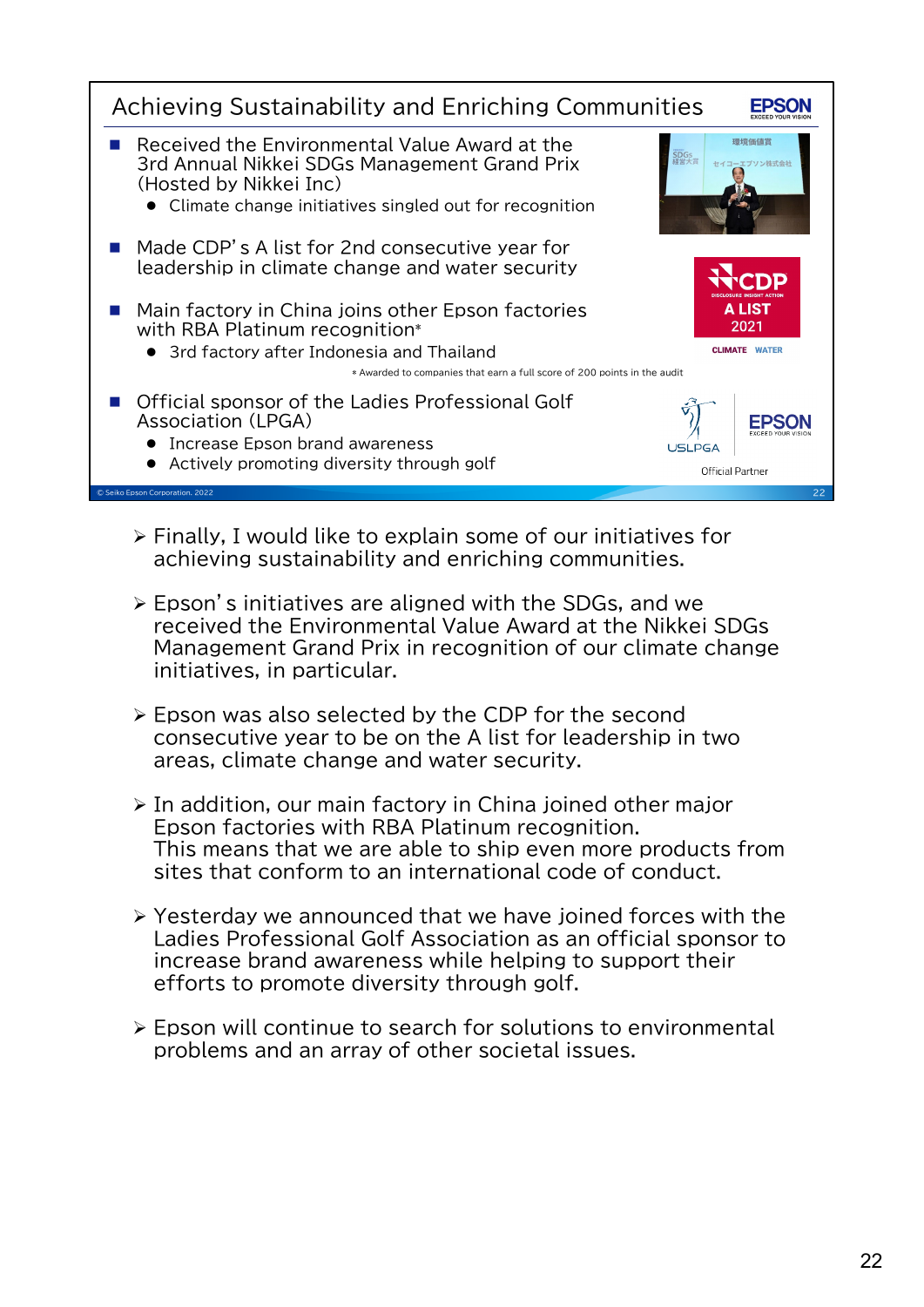## Achieving Sustainability and Enriching Communities

- Received the Environmental Value Award at the 3rd Annual Nikkei SDGs Management Grand Prix (Hosted by Nikkei Inc)
  - Climate change initiatives singled out for recognition
- Made CDP's A list for 2nd consecutive year for leadership in climate change and water security
- Main factory in China joins other Epson factories with RBA Platinum recognition*
  - 3rd factory after Indonesia and Thailand

\* Awarded to companies that earn a full score of 200 points in the audit

- Official sponsor of the Ladies Professional Golf Association (LPGA)
  - Increase Epson brand awareness
  - Actively promoting diversity through golf

CDP A LIST 2021 CLIMATE WATER

USLPGA EPSON Official Partner

© Seiko Epson Corporation. 2022

- Finally, I would like to explain some of our initiatives for achieving sustainability and enriching communities.
- Epson's initiatives are aligned with the SDGs, and we received the Environmental Value Award at the Nikkei SDGs Management Grand Prix in recognition of our climate change initiatives, in particular.
- Epson was also selected by the CDP for the second consecutive year to be on the A list for leadership in two areas, climate change and water security.
- In addition, our main factory in China joined other major Epson factories with RBA Platinum recognition.
  This means that we are able to ship even more products from sites that conform to an international code of conduct.
- Yesterday we announced that we have joined forces with the Ladies Professional Golf Association as an official sponsor to increase brand awareness while helping to support their efforts to promote diversity through golf.
- Epson will continue to search for solutions to environmental problems and an array of other societal issues.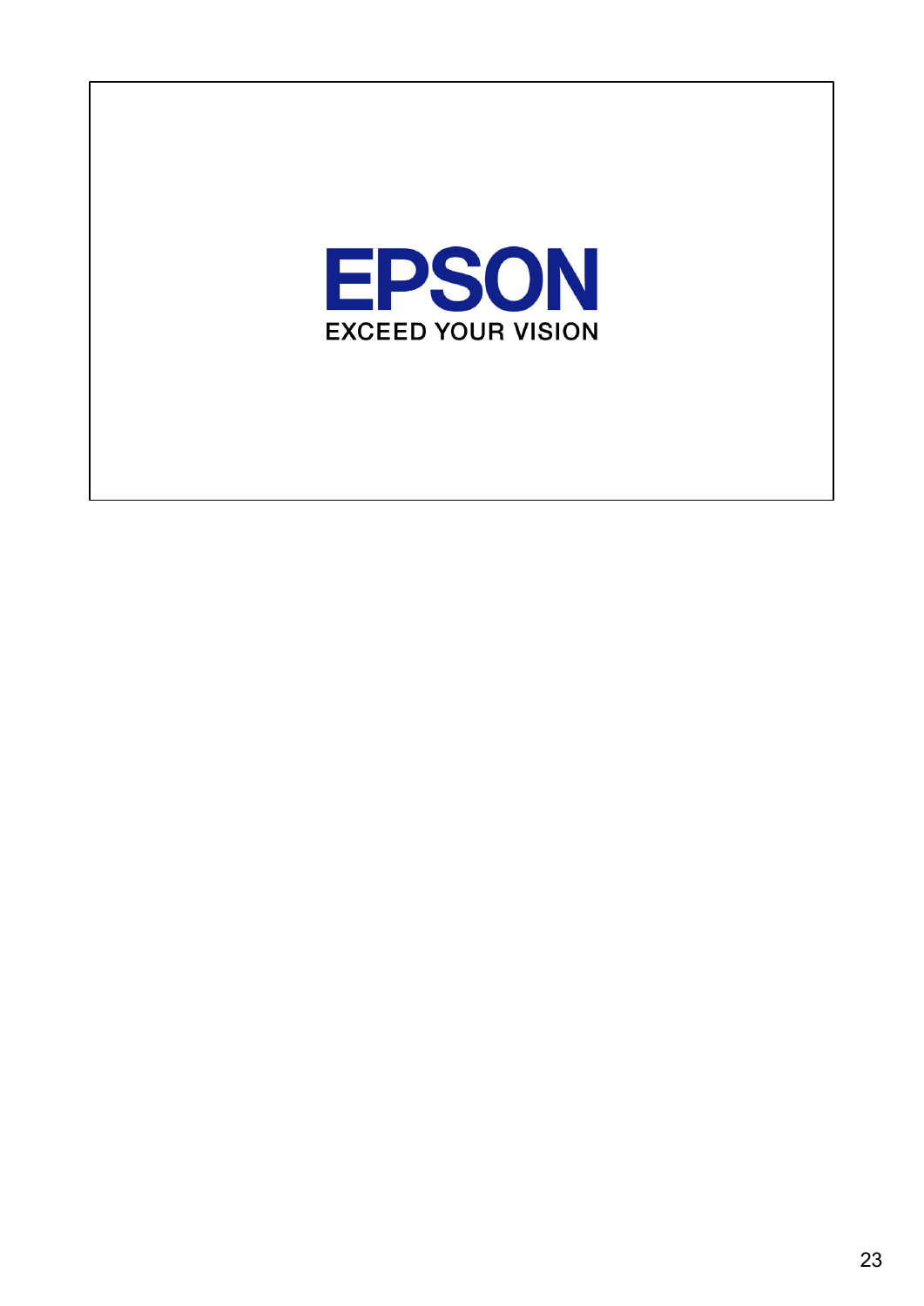EPSON

EXCEED YOUR VISION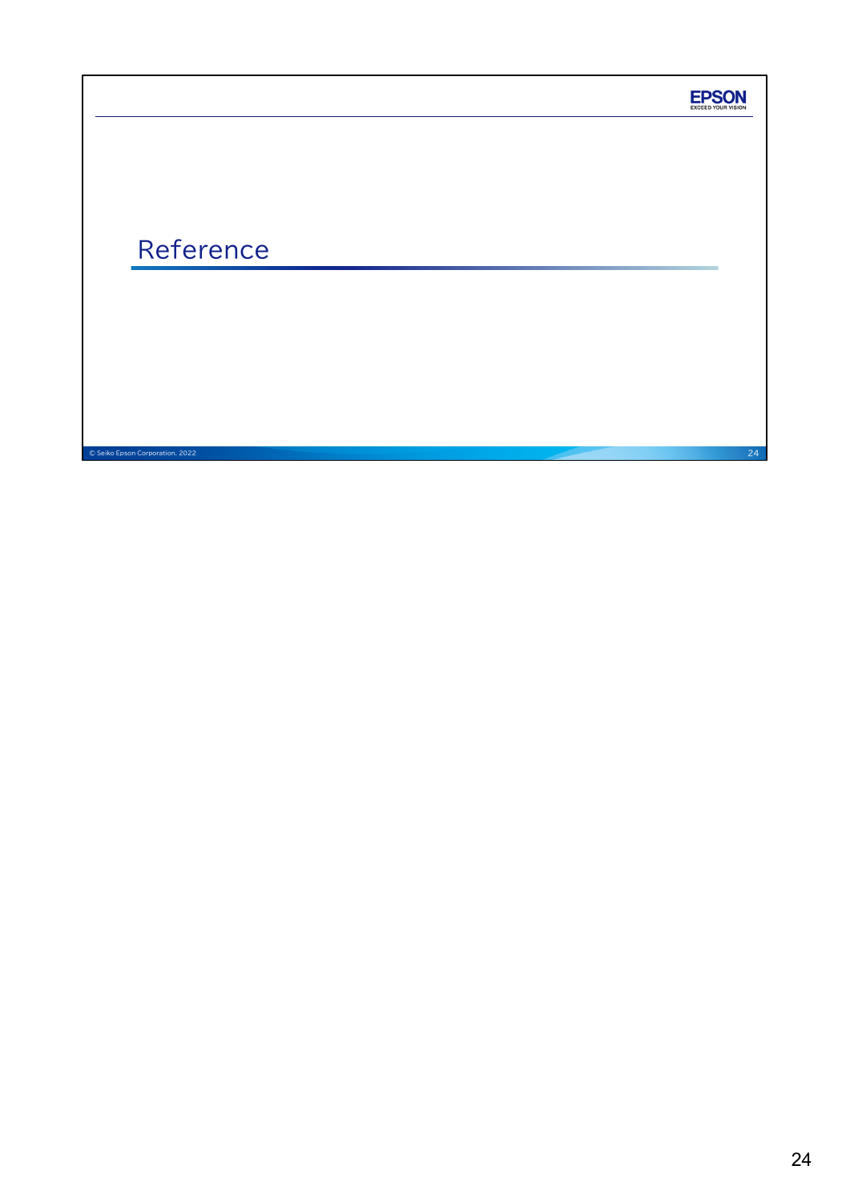# Reference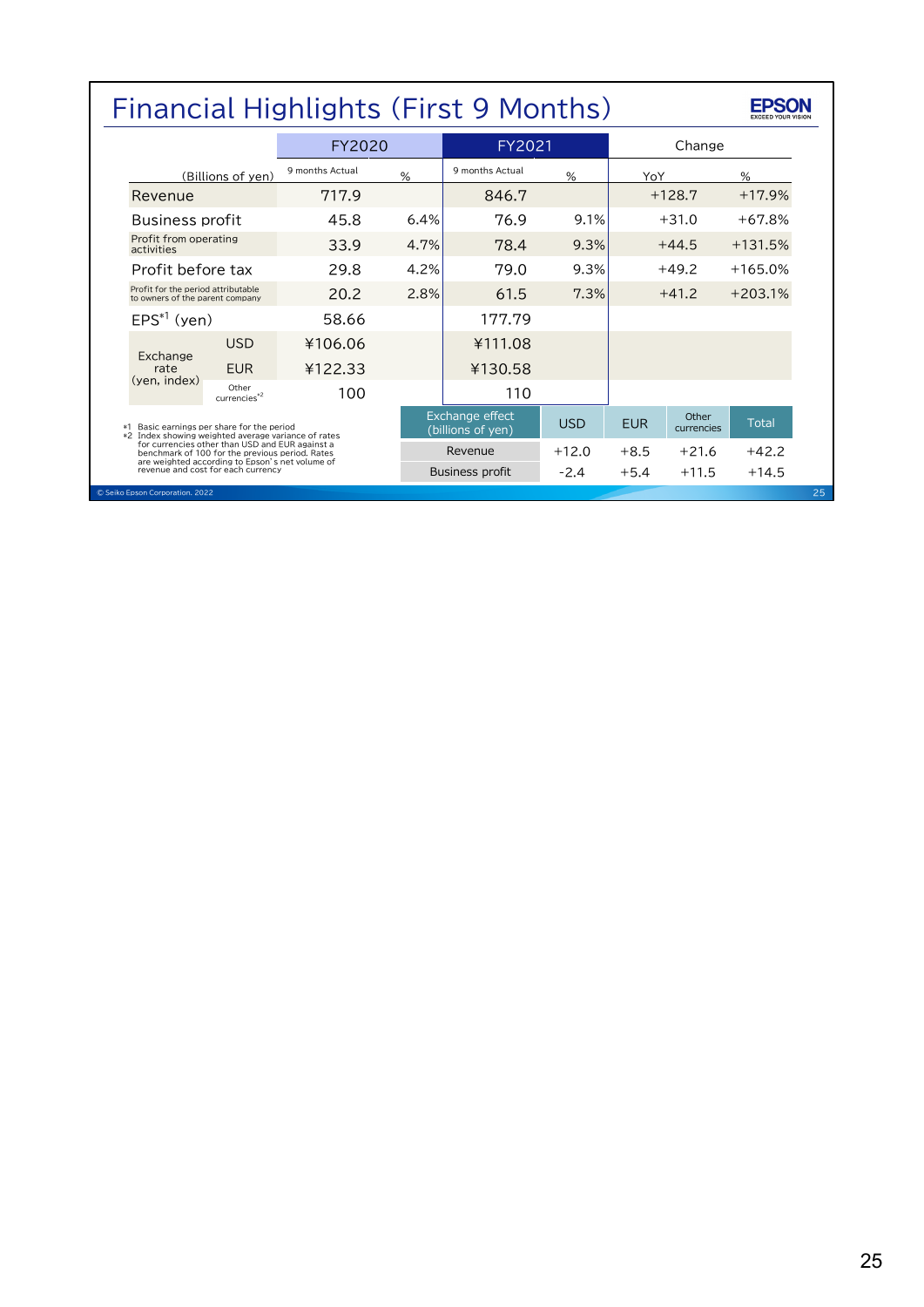# Financial Highlights (First 9 Months)

| (Billions of yen) | | FY2020 9 months Actual | % | FY2021 9 months Actual | % | Change YoY | % |
|---|---|---|---|---|---|---|---|
| Revenue | | 717.9 | | 846.7 | | +128.7 | +17.9% |
| Business profit | | 45.8 | 6.4% | 76.9 | 9.1% | +31.0 | +67.8% |
| Profit from operating activities | | 33.9 | 4.7% | 78.4 | 9.3% | +44.5 | +131.5% |
| Profit before tax | | 29.8 | 4.2% | 79.0 | 9.3% | +49.2 | +165.0% |
| Profit for the period attributable to owners of the parent company | | 20.2 | 2.8% | 61.5 | 7.3% | +41.2 | +203.1% |
| EPS*1 (yen) | | 58.66 | | 177.79 | | | |
| Exchange rate (yen, index) | USD | ¥106.06 | | ¥111.08 | | | |
| | EUR | ¥122.33 | | ¥130.58 | | | |
| | Other currencies*2 | 100 | | 110 | | | |

| Exchange effect (billions of yen) | USD | EUR | Other currencies | Total |
|---|---|---|---|---|
| Revenue | +12.0 | +8.5 | +21.6 | +42.2 |
| Business profit | -2.4 | +5.4 | +11.5 | +14.5 |

*1 Basic earnings per share for the period
*2 Index showing weighted average variance of rates for currencies other than USD and EUR against a benchmark of 100 for the previous period. Rates are weighted according to Epson's net volume of revenue and cost for each currency

© Seiko Epson Corporation. 2022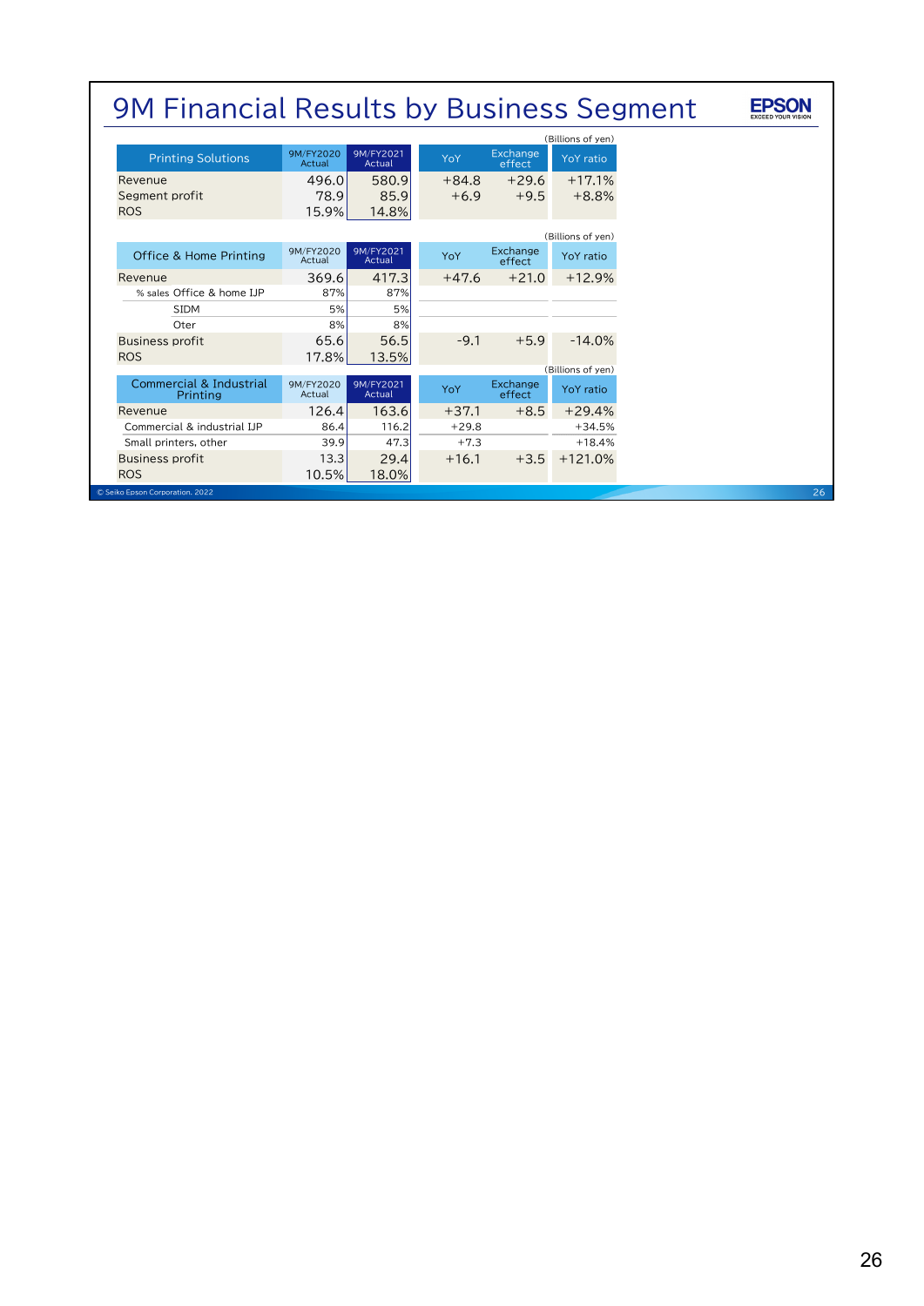# 9M Financial Results by Business Segment

(Billions of yen)

| Printing Solutions | 9M/FY2020 Actual | 9M/FY2021 Actual | YoY | Exchange effect | YoY ratio |
|---|---|---|---|---|---|
| Revenue | 496.0 | 580.9 | +84.8 | +29.6 | +17.1% |
| Segment profit | 78.9 | 85.9 | +6.9 | +9.5 | +8.8% |
| ROS | 15.9% | 14.8% | | | |

(Billions of yen)

| Office & Home Printing | 9M/FY2020 Actual | 9M/FY2021 Actual | YoY | Exchange effect | YoY ratio |
|---|---|---|---|---|---|
| Revenue | 369.6 | 417.3 | +47.6 | +21.0 | +12.9% |
| % sales Office & home IJP | 87% | 87% | | | |
| SIDM | 5% | 5% | | | |
| Oter | 8% | 8% | | | |
| Business profit | 65.6 | 56.5 | -9.1 | +5.9 | -14.0% |
| ROS | 17.8% | 13.5% | | | |

(Billions of yen)

| Commercial & Industrial Printing | 9M/FY2020 Actual | 9M/FY2021 Actual | YoY | Exchange effect | YoY ratio |
|---|---|---|---|---|---|
| Revenue | 126.4 | 163.6 | +37.1 | +8.5 | +29.4% |
| Commercial & industrial IJP | 86.4 | 116.2 | +29.8 | | +34.5% |
| Small printers, other | 39.9 | 47.3 | +7.3 | | +18.4% |
| Business profit | 13.3 | 29.4 | +16.1 | +3.5 | +121.0% |
| ROS | 10.5% | 18.0% | | | |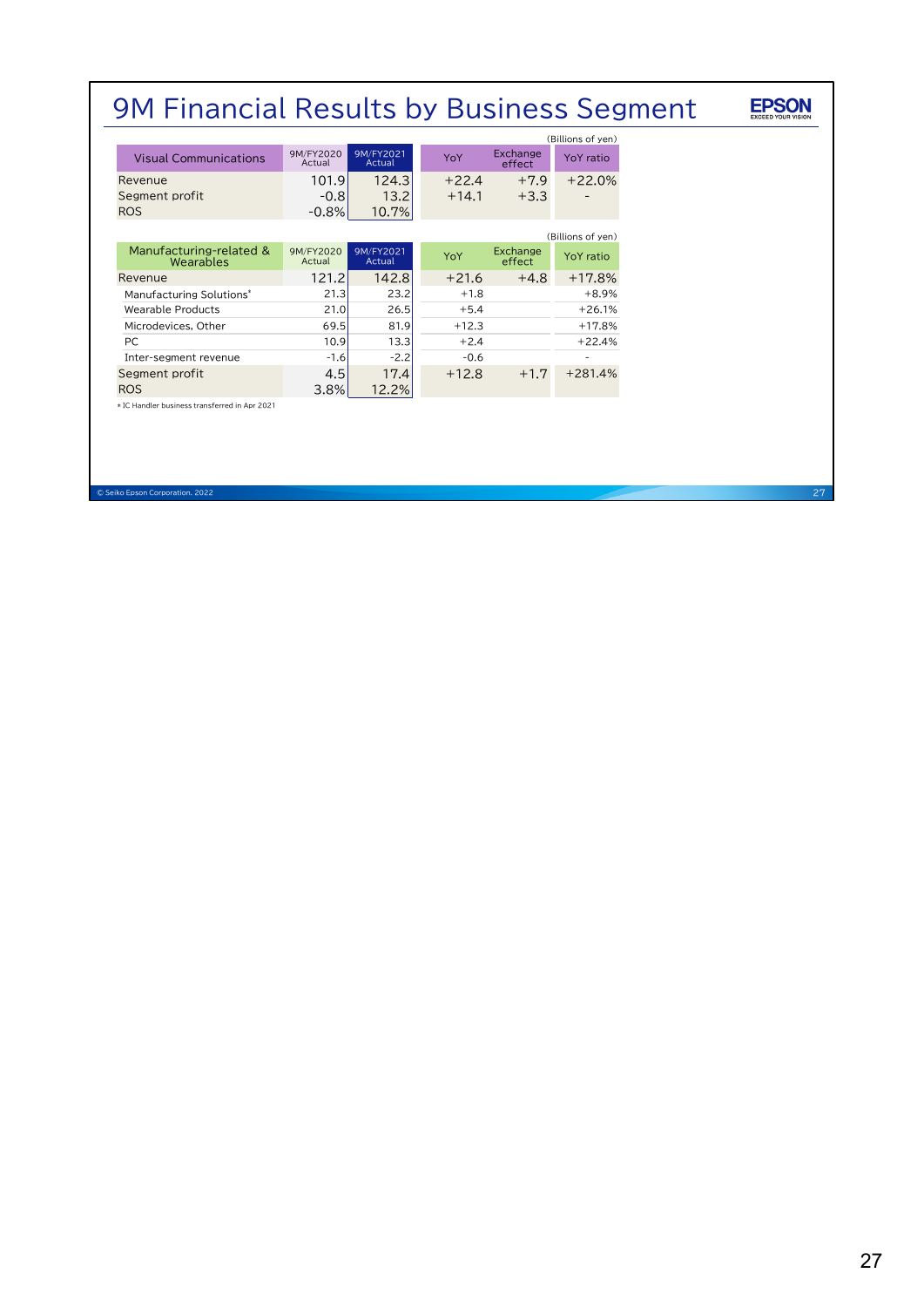# 9M Financial Results by Business Segment

(Billions of yen)

| Visual Communications | 9M/FY2020 Actual | 9M/FY2021 Actual | YoY | Exchange effect | YoY ratio |
|---|---|---|---|---|---|
| Revenue | 101.9 | 124.3 | +22.4 | +7.9 | +22.0% |
| Segment profit | -0.8 | 13.2 | +14.1 | +3.3 | - |
| ROS | -0.8% | 10.7% | | | |

(Billions of yen)

| Manufacturing-related & Wearables | 9M/FY2020 Actual | 9M/FY2021 Actual | YoY | Exchange effect | YoY ratio |
|---|---|---|---|---|---|
| Revenue | 121.2 | 142.8 | +21.6 | +4.8 | +17.8% |
| Manufacturing Solutions* | 21.3 | 23.2 | +1.8 | | +8.9% |
| Wearable Products | 21.0 | 26.5 | +5.4 | | +26.1% |
| Microdevices, Other | 69.5 | 81.9 | +12.3 | | +17.8% |
| PC | 10.9 | 13.3 | +2.4 | | +22.4% |
| Inter-segment revenue | -1.6 | -2.2 | -0.6 | | - |
| Segment profit | 4.5 | 17.4 | +12.8 | +1.7 | +281.4% |
| ROS | 3.8% | 12.2% | | | |

* IC Handler business transferred in Apr 2021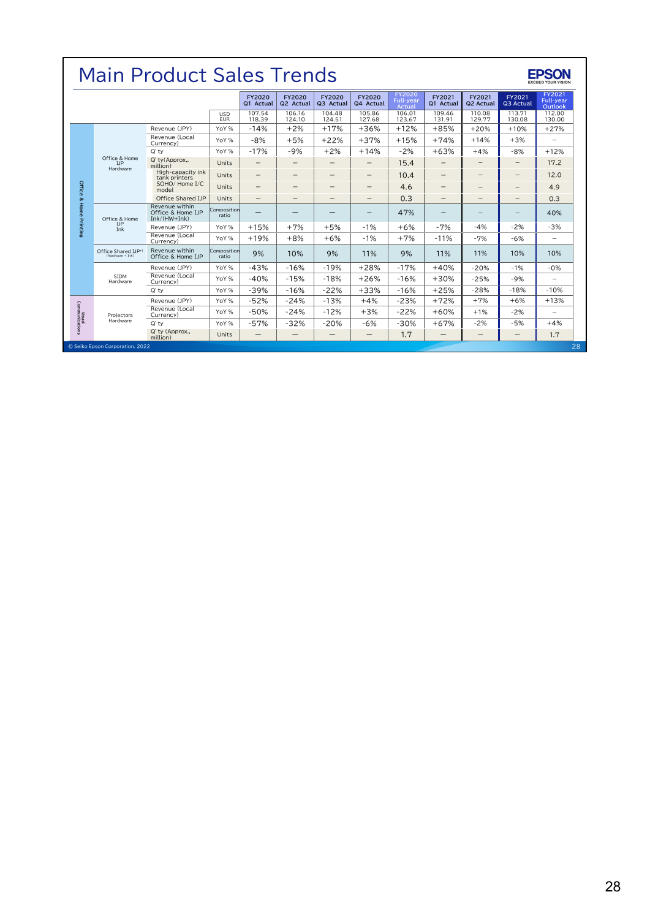# Main Product Sales Trends

EPSON
EXCEED YOUR VISION

| | | | | FY2020 Q1 Actual | FY2020 Q2 Actual | FY2020 Q3 Actual | FY2020 Q4 Actual | FY2020 Full-year Actual | FY2021 Q1 Actual | FY2021 Q2 Actual | FY2021 Q3 Actual | FY2021 Full-year Outlook |
|---|---|---|---|---|---|---|---|---|---|---|---|---|
| | | | USD EUR | 107.54 118.39 | 106.16 124.10 | 104.48 124.51 | 105.86 127.68 | 106.01 123.67 | 109.46 131.91 | 110.08 129.77 | 113.71 130.08 | 112.00 130.00 |
| Office & Home Printing | Office & Home IJP Hardware | Revenue (JPY) | YoY % | -14% | +2% | +17% | +36% | +12% | +85% | +20% | +10% | +27% |
| | | Revenue (Local Currency) | YoY % | -8% | +5% | +22% | +37% | +15% | +74% | +14% | +3% | − |
| | | Q'ty | YoY % | -17% | -9% | +2% | +14% | -2% | +63% | +4% | -8% | +12% |
| | | Q'ty(Approx., million) | Units | − | − | − | − | 15.4 | − | − | − | 17.2 |
| | | High-capacity ink tank printers | Units | − | − | − | − | 10.4 | − | − | − | 12.0 |
| | | SOHO/ Home I/C model | Units | − | − | − | − | 4.6 | − | − | − | 4.9 |
| | | Office Shared IJP | Units | − | − | − | − | 0.3 | − | − | − | 0.3 |
| | Office & Home IJP Ink | Revenue within Office & Home IJP Ink/(HW+Ink) | Composition ratio | − | − | − | − | 47% | − | − | − | 40% |
| | | Revenue (JPY) | YoY % | +15% | +7% | +5% | -1% | +6% | -7% | -4% | -2% | -3% |
| | | Revenue (Local Currency) | YoY % | +19% | +8% | +6% | -1% | +7% | -11% | -7% | -6% | − |
| | Office Shared IJP[*1] (Hardware + Ink) | Revenue within Office & Home IJP | Composition ratio | 9% | 10% | 9% | 11% | 9% | 11% | 11% | 10% | 10% |
| | SIDM Hardware | Revenue (JPY) | YoY % | -43% | -16% | -19% | +28% | -17% | +40% | -20% | -1% | -0% |
| | | Revenue (Local Currency) | YoY % | -40% | -15% | -18% | +26% | -16% | +30% | -25% | -9% | − |
| | | Q'ty | YoY % | -39% | -16% | -22% | +33% | -16% | +25% | -28% | -18% | -10% |
| Visual Communications | Projectors Hardware | Revenue (JPY) | YoY % | -52% | -24% | -13% | +4% | -23% | +72% | +7% | +6% | +13% |
| | | Revenue (Local Currency) | YoY % | -50% | -24% | -12% | +3% | -22% | +60% | +1% | -2% | − |
| | | Q'ty | YoY % | -57% | -32% | -20% | -6% | -30% | +67% | -2% | -5% | +4% |
| | | Q'ty (Approx., million) | Units | − | − | − | − | 1.7 | − | − | − | 1.7 |

© Seiko Epson Corporation. 2022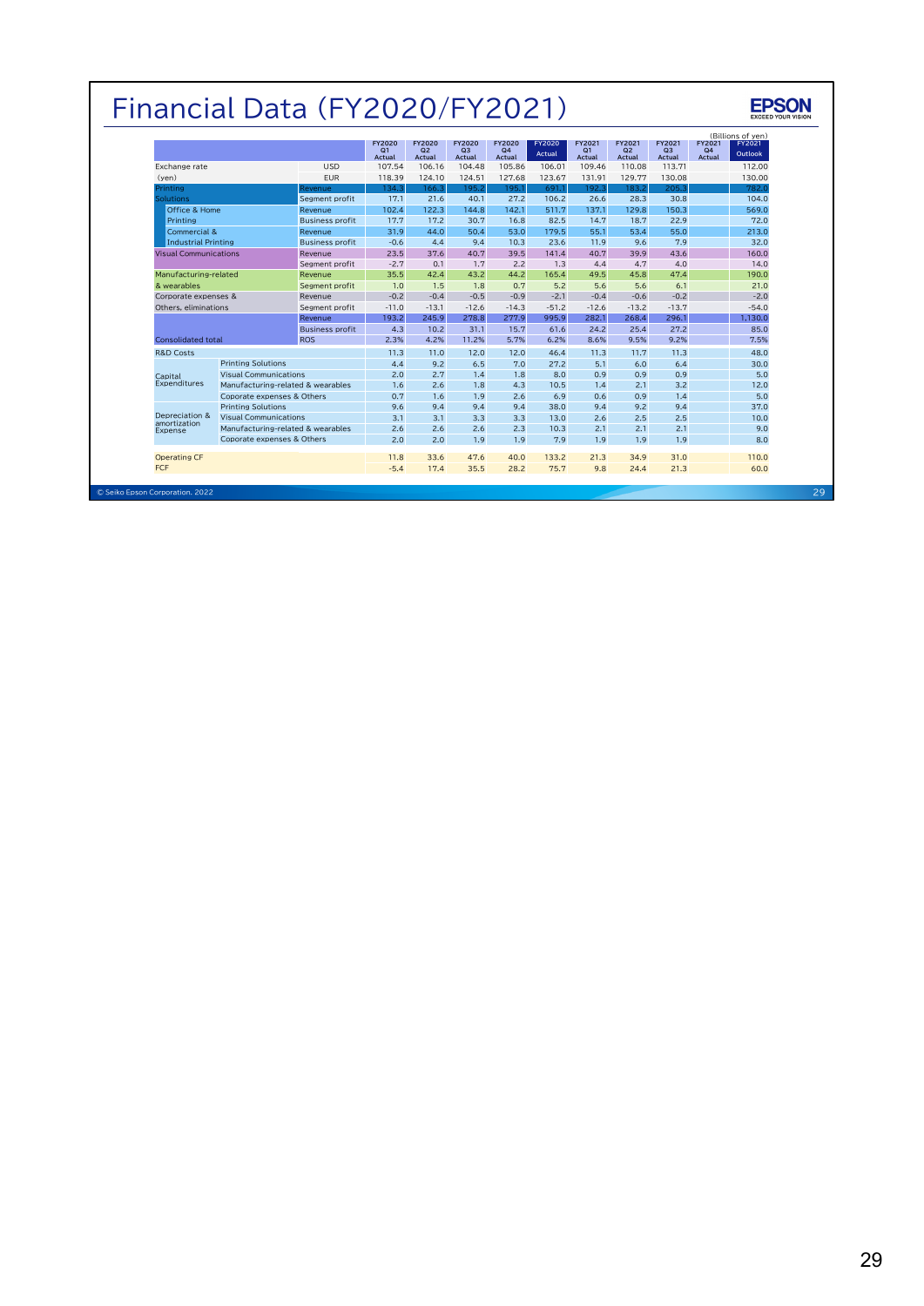# Financial Data (FY2020/FY2021)

(Billions of yen)

| | | | FY2020 Q1 Actual | FY2020 Q2 Actual | FY2020 Q3 Actual | FY2020 Q4 Actual | FY2020 Actual | FY2021 Q1 Actual | FY2021 Q2 Actual | FY2021 Q3 Actual | FY2021 Q4 Actual | FY2021 Outlook |
|---|---|---|---|---|---|---|---|---|---|---|---|---|
| Exchange rate | | USD | 107.54 | 106.16 | 104.48 | 105.86 | 106.01 | 109.46 | 110.08 | 113.71 | | 112.00 |
| (yen) | | EUR | 118.39 | 124.10 | 124.51 | 127.68 | 123.67 | 131.91 | 129.77 | 130.08 | | 130.00 |
| Printing Solutions | | Revenue | 134.3 | 166.3 | 195.2 | 195.1 | 691.1 | 192.3 | 183.2 | 205.3 | | 782.0 |
| | | Segment profit | 17.1 | 21.6 | 40.1 | 27.2 | 106.2 | 26.6 | 28.3 | 30.8 | | 104.0 |
| | Office & Home Printing | Revenue | 102.4 | 122.3 | 144.8 | 142.1 | 511.7 | 137.1 | 129.8 | 150.3 | | 569.0 |
| | | Business profit | 17.7 | 17.2 | 30.7 | 16.8 | 82.5 | 14.7 | 18.7 | 22.9 | | 72.0 |
| | Commercial & Industrial Printing | Revenue | 31.9 | 44.0 | 50.4 | 53.0 | 179.5 | 55.1 | 53.4 | 55.0 | | 213.0 |
| | | Business profit | -0.6 | 4.4 | 9.4 | 10.3 | 23.6 | 11.9 | 9.6 | 7.9 | | 32.0 |
| Visual Communications | | Revenue | 23.5 | 37.6 | 40.7 | 39.5 | 141.4 | 40.7 | 39.9 | 43.6 | | 160.0 |
| | | Segment profit | -2.7 | 0.1 | 1.7 | 2.2 | 1.3 | 4.4 | 4.7 | 4.0 | | 14.0 |
| Manufacturing-related & wearables | | Revenue | 35.5 | 42.4 | 43.2 | 44.2 | 165.4 | 49.5 | 45.8 | 47.4 | | 190.0 |
| | | Segment profit | 1.0 | 1.5 | 1.8 | 0.7 | 5.2 | 5.6 | 5.6 | 6.1 | | 21.0 |
| Corporate expenses & Others, eliminations | | Revenue | -0.2 | -0.4 | -0.5 | -0.9 | -2.1 | -0.4 | -0.6 | -0.2 | | -2.0 |
| | | Segment profit | -11.0 | -13.1 | -12.6 | -14.3 | -51.2 | -12.6 | -13.2 | -13.7 | | -54.0 |
| Consolidated total | | Revenue | 193.2 | 245.9 | 278.8 | 277.9 | 995.9 | 282.1 | 268.4 | 296.1 | | 1,130.0 |
| | | Business profit | 4.3 | 10.2 | 31.1 | 15.7 | 61.6 | 24.2 | 25.4 | 27.2 | | 85.0 |
| | | ROS | 2.3% | 4.2% | 11.2% | 5.7% | 6.2% | 8.6% | 9.5% | 9.2% | | 7.5% |
| R&D Costs | | | 11.3 | 11.0 | 12.0 | 12.0 | 46.4 | 11.3 | 11.7 | 11.3 | | 48.0 |
| Capital Expenditures | Printing Solutions | | 4.4 | 9.2 | 6.5 | 7.0 | 27.2 | 5.1 | 6.0 | 6.4 | | 30.0 |
| | Visual Communications | | 2.0 | 2.7 | 1.4 | 1.8 | 8.0 | 0.9 | 0.9 | 0.9 | | 5.0 |
| | Manufacturing-related & wearables | | 1.6 | 2.6 | 1.8 | 4.3 | 10.5 | 1.4 | 2.1 | 3.2 | | 12.0 |
| | Coporate expenses & Others | | 0.7 | 1.6 | 1.9 | 2.6 | 6.9 | 0.6 | 0.9 | 1.4 | | 5.0 |
| Depreciation & amortization Expense | Printing Solutions | | 9.6 | 9.4 | 9.4 | 9.4 | 38.0 | 9.4 | 9.2 | 9.4 | | 37.0 |
| | Visual Communications | | 3.1 | 3.1 | 3.3 | 3.3 | 13.0 | 2.6 | 2.5 | 2.5 | | 10.0 |
| | Manufacturing-related & wearables | | 2.6 | 2.6 | 2.6 | 2.3 | 10.3 | 2.1 | 2.1 | 2.1 | | 9.0 |
| | Coporate expenses & Others | | 2.0 | 2.0 | 1.9 | 1.9 | 7.9 | 1.9 | 1.9 | 1.9 | | 8.0 |
| Operating CF | | | 11.8 | 33.6 | 47.6 | 40.0 | 133.2 | 21.3 | 34.9 | 31.0 | | 110.0 |
| FCF | | | -5.4 | 17.4 | 35.5 | 28.2 | 75.7 | 9.8 | 24.4 | 21.3 | | 60.0 |

© Seiko Epson Corporation. 2022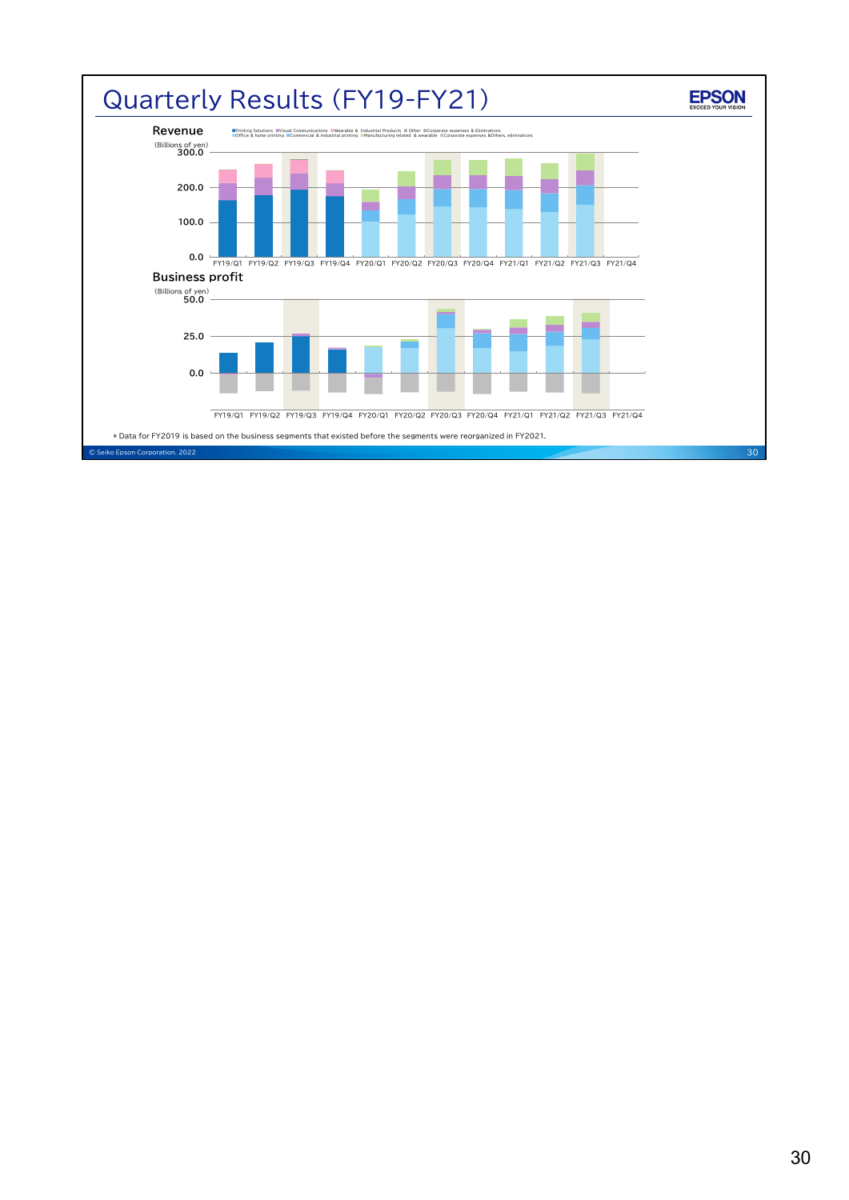# Quarterly Results (FY19-FY21)

EPSON
EXCEED YOUR VISION

**Revenue**

Printing Solutions Visual Communications Wearable & Industrial Products Other Corporate expenses & Eliminations
Office & home printing Commercial & industrial printing Manufacturing related & wearable Corporate expenses &Others, eliminations

(Billions of yen)
300.0
200.0
100.0
0.0

FY19/Q1 FY19/Q2 FY19/Q3 FY19/Q4 FY20/Q1 FY20/Q2 FY20/Q3 FY20/Q4 FY21/Q1 FY21/Q2 FY21/Q3 FY21/Q4

**Business profit**

(Billions of yen)
50.0
25.0
0.0

FY19/Q1 FY19/Q2 FY19/Q3 FY19/Q4 FY20/Q1 FY20/Q2 FY20/Q3 FY20/Q4 FY21/Q1 FY21/Q2 FY21/Q3 FY21/Q4

＊Data for FY2019 is based on the business segments that existed before the segments were reorganized in FY2021.

© Seiko Epson Corporation. 2022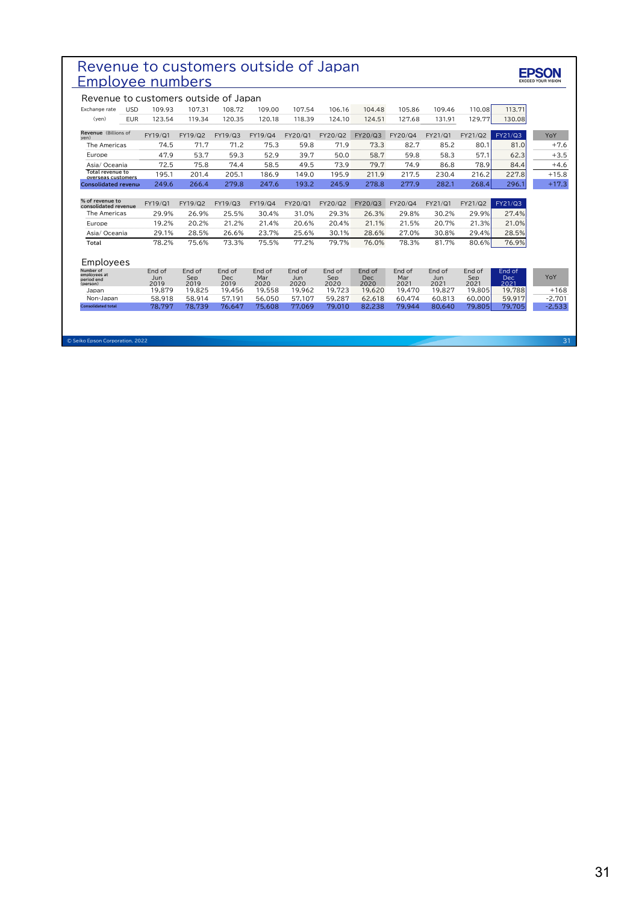# Revenue to customers outside of Japan
# Employee numbers

## Revenue to customers outside of Japan

| Exchange rate (yen) | | FY19/Q1 | FY19/Q2 | FY19/Q3 | FY19/Q4 | FY20/Q1 | FY20/Q2 | FY20/Q3 | FY20/Q4 | FY21/Q1 | FY21/Q2 | FY21/Q3 |
|---|---|---|---|---|---|---|---|---|---|---|---|---|
| | USD | 109.93 | 107.31 | 108.72 | 109.00 | 107.54 | 106.16 | 104.48 | 105.86 | 109.46 | 110.08 | 113.71 |
| | EUR | 123.54 | 119.34 | 120.35 | 120.18 | 118.39 | 124.10 | 124.51 | 127.68 | 131.91 | 129.77 | 130.08 |

| Revenue (Billions of yen) | FY19/Q1 | FY19/Q2 | FY19/Q3 | FY19/Q4 | FY20/Q1 | FY20/Q2 | FY20/Q3 | FY20/Q4 | FY21/Q1 | FY21/Q2 | FY21/Q3 | YoY |
|---|---|---|---|---|---|---|---|---|---|---|---|---|
| The Americas | 74.5 | 71.7 | 71.2 | 75.3 | 59.8 | 71.9 | 73.3 | 82.7 | 85.2 | 80.1 | 81.0 | +7.6 |
| Europe | 47.9 | 53.7 | 59.3 | 52.9 | 39.7 | 50.0 | 58.7 | 59.8 | 58.3 | 57.1 | 62.3 | +3.5 |
| Asia/ Oceania | 72.5 | 75.8 | 74.4 | 58.5 | 49.5 | 73.9 | 79.7 | 74.9 | 86.8 | 78.9 | 84.4 | +4.6 |
| Total revenue to overseas customers | 195.1 | 201.4 | 205.1 | 186.9 | 149.0 | 195.9 | 211.9 | 217.5 | 230.4 | 216.2 | 227.8 | +15.8 |
| Consolidated revenue | 249.6 | 266.4 | 279.8 | 247.6 | 193.2 | 245.9 | 278.8 | 277.9 | 282.1 | 268.4 | 296.1 | +17.3 |

| % of revenue to consolidated revenue | FY19/Q1 | FY19/Q2 | FY19/Q3 | FY19/Q4 | FY20/Q1 | FY20/Q2 | FY20/Q3 | FY20/Q4 | FY21/Q1 | FY21/Q2 | FY21/Q3 |
|---|---|---|---|---|---|---|---|---|---|---|---|
| The Americas | 29.9% | 26.9% | 25.5% | 30.4% | 31.0% | 29.3% | 26.3% | 29.8% | 30.2% | 29.9% | 27.4% |
| Europe | 19.2% | 20.2% | 21.2% | 21.4% | 20.6% | 20.4% | 21.1% | 21.5% | 20.7% | 21.3% | 21.0% |
| Asia/ Oceania | 29.1% | 28.5% | 26.6% | 23.7% | 25.6% | 30.1% | 28.6% | 27.0% | 30.8% | 29.4% | 28.5% |
| Total | 78.2% | 75.6% | 73.3% | 75.5% | 77.2% | 79.7% | 76.0% | 78.3% | 81.7% | 80.6% | 76.9% |

## Employees

| Number of employees at period end (person) | End of Jun 2019 | End of Sep 2019 | End of Dec 2019 | End of Mar 2020 | End of Jun 2020 | End of Sep 2020 | End of Dec 2020 | End of Mar 2021 | End of Jun 2021 | End of Sep 2021 | End of Dec 2021 | YoY |
|---|---|---|---|---|---|---|---|---|---|---|---|---|
| Japan | 19,879 | 19,825 | 19,456 | 19,558 | 19,962 | 19,723 | 19,620 | 19,470 | 19,827 | 19,805 | 19,788 | +168 |
| Non-Japan | 58,918 | 58,914 | 57,191 | 56,050 | 57,107 | 59,287 | 62,618 | 60,474 | 60,813 | 60,000 | 59,917 | -2,701 |
| Consolidated total | 78,797 | 78,739 | 76,647 | 75,608 | 77,069 | 79,010 | 82,238 | 79,944 | 80,640 | 79,805 | 79,705 | -2,533 |

© Seiko Epson Corporation. 2022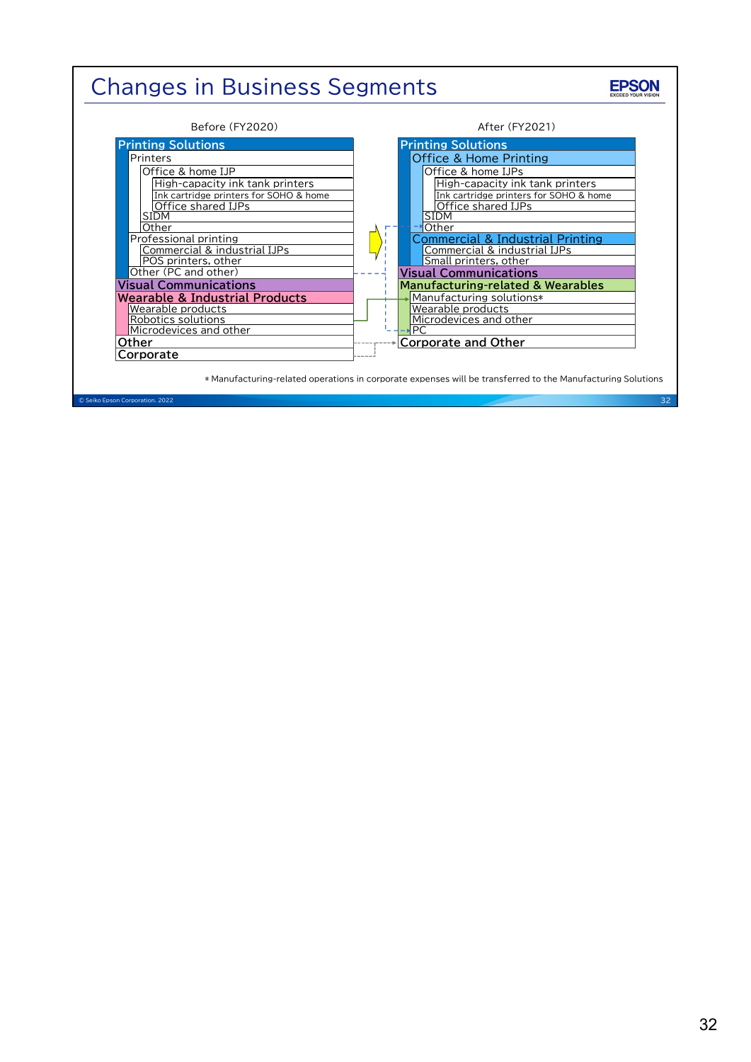# Changes in Business Segments

**Before (FY2020)**

- **Printing Solutions**
  - Printers
    - Office & home IJP
      - High-capacity ink tank printers
      - Ink cartridge printers for SOHO & home
      - Office shared IJPs
    - SIDM
    - Other
  - Professional printing
    - Commercial & industrial IJPs
    - POS printers, other
  - Other (PC and other)
- **Visual Communications**
- **Wearable & Industrial Products**
  - Wearable products
  - Robotics solutions
  - Microdevices and other
- **Other**
- **Corporate**

**After (FY2021)**

- **Printing Solutions**
  - Office & Home Printing
    - Office & home IJPs
      - High-capacity ink tank printers
      - Ink cartridge printers for SOHO & home
      - Office shared IJPs
    - SIDM
    - Other
  - Commercial & Industrial Printing
    - Commercial & industrial IJPs
    - Small printers, other
- **Visual Communications**
- **Manufacturing-related & Wearables**
  - Manufacturing solutions*
  - Wearable products
  - Microdevices and other
  - PC
- **Corporate and Other**

* Manufacturing-related operations in corporate expenses will be transferred to the Manufacturing Solutions

© Seiko Epson Corporation. 2022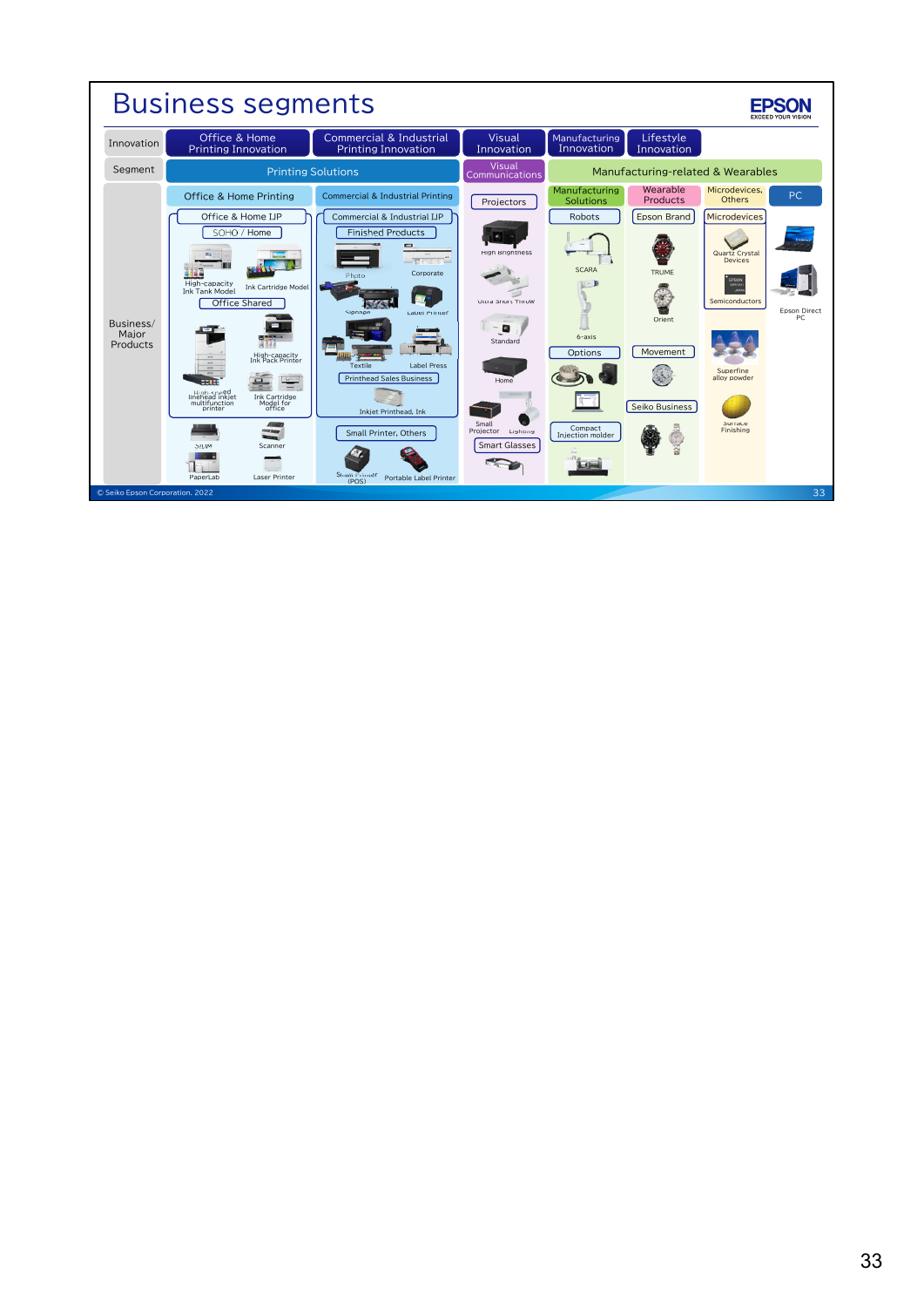# Business segments

EPSON
EXCEED YOUR VISION

| | | | | | | | | |
|---|---|---|---|---|---|---|---|---|
| Innovation | Office & Home Printing Innovation | Commercial & Industrial Printing Innovation | Visual Innovation | Manufacturing Innovation | Lifestyle Innovation | | | |
| Segment | Printing Solutions | | Visual Communications | Manufacturing-related & Wearables | | | | |
| Business/ Major Products | Office & Home Printing | Commercial & Industrial Printing | Projectors | Manufacturing Solutions | Wearable Products | Microdevices, Others | PC | |

**Office & Home Printing**

- Office & Home IJP
  - SOHO / Home: High-capacity Ink Tank Model, Ink Cartridge Model
  - Office Shared: High-capacity Ink Pack Printer, High-speed linehead inkjet multifunction printer, Ink Cartridge Model for office
- SIDM, Scanner, PaperLab, Laser Printer

**Commercial & Industrial Printing**

- Commercial & Industrial IJP
  - Finished Products: Photo, Corporate, Signage, Label Printer, Textile, Label Press
  - Printhead Sales Business: Inkjet Printhead, Ink
- Small Printer, Others: Small Printer (POS), Portable Label Printer

**Visual Communications**

- Projectors: High brightness, Ultra Short Throw, Standard, Home, Small Projector, Lighting
- Smart Glasses

**Manufacturing Solutions**

- Robots: SCARA, 6-axis
- Options
- Compact Injection molder

**Wearable Products**

- Epson Brand: TRUME, Orient
- Movement
- Seiko Business

**Microdevices, Others**

- Microdevices: Quartz Crystal Devices, Semiconductors
- Superfine alloy powder
- Surface Finishing

**PC**

- Epson Direct PC

© Seiko Epson Corporation. 2022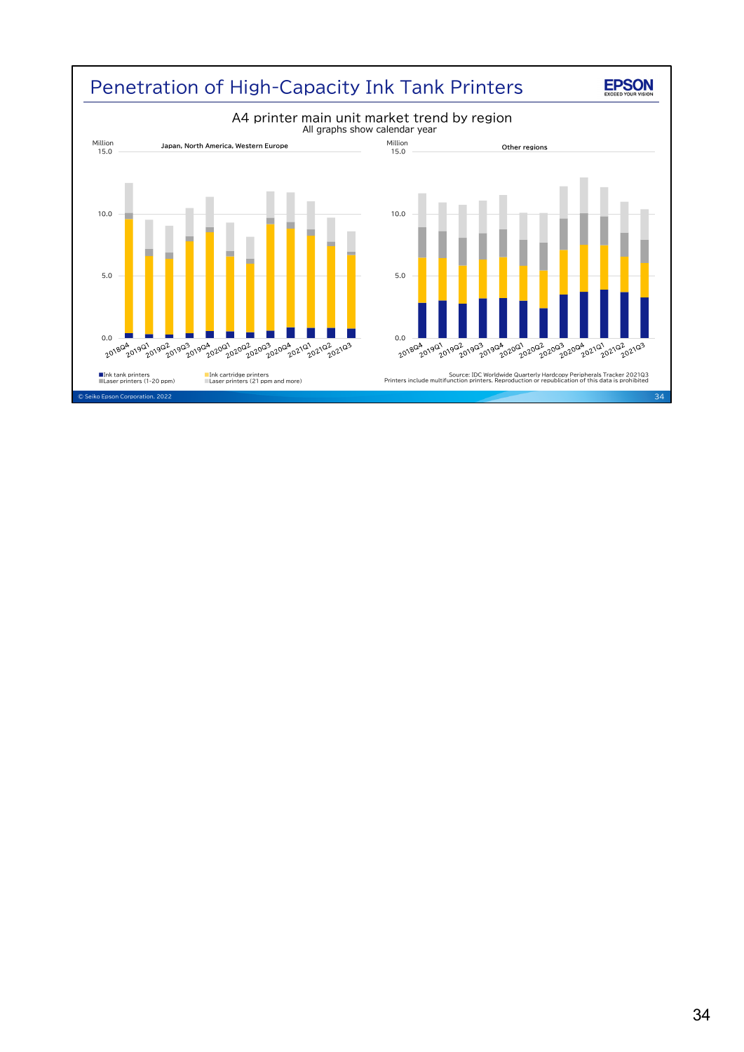# Penetration of High-Capacity Ink Tank Printers

EPSON
EXCEED YOUR VISION

## A4 printer main unit market trend by region

All graphs show calendar year

Million
15.0

Japan, North America, Western Europe

10.0
5.0
0.0

2018Q4 2019Q1 2019Q2 2019Q3 2019Q4 2020Q1 2020Q2 2020Q3 2020Q4 2021Q1 2021Q2 2021Q3

Million
15.0

Other regions

10.0
5.0
0.0

2018Q4 2019Q1 2019Q2 2019Q3 2019Q4 2020Q1 2020Q2 2020Q3 2020Q4 2021Q1 2021Q2 2021Q3

Ink tank printers
Ink cartridge printers
Laser printers (1-20 ppm)
Laser printers (21 ppm and more)

Source: IDC Worldwide Quarterly Hardcopy Peripherals Tracker 2021Q3
Printers include multifunction printers. Reproduction or republication of this data is prohibited

© Seiko Epson Corporation. 2022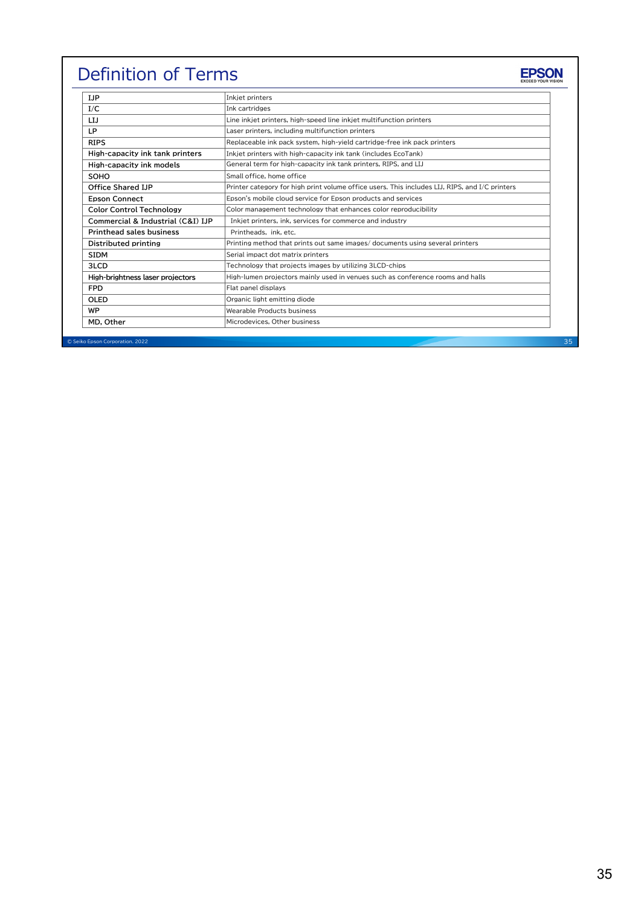# Definition of Terms

| | |
|---|---|
| IJP | Inkjet printers |
| I/C | Ink cartridges |
| LIJ | Line inkjet printers, high-speed line inkjet multifunction printers |
| LP | Laser printers, including multifunction printers |
| RIPS | Replaceable ink pack system, high-yield cartridge-free ink pack printers |
| High-capacity ink tank printers | Inkjet printers with high-capacity ink tank (includes EcoTank) |
| High-capacity ink models | General term for high-capacity ink tank printers, RIPS, and LIJ |
| SOHO | Small office, home office |
| Office Shared IJP | Printer category for high print volume office users. This includes LIJ, RIPS, and I/C printers |
| Epson Connect | Epson's mobile cloud service for Epson products and services |
| Color Control Technology | Color management technology that enhances color reproducibility |
| Commercial & Industrial (C&I) IJP | Inkjet printers, ink, services for commerce and industry |
| Printhead sales business | Printheads, ink, etc. |
| Distributed printing | Printing method that prints out same images/ documents using several printers |
| SIDM | Serial impact dot matrix printers |
| 3LCD | Technology that projects images by utilizing 3LCD-chips |
| High-brightness laser projectors | High-lumen projectors mainly used in venues such as conference rooms and halls |
| FPD | Flat panel displays |
| OLED | Organic light emitting diode |
| WP | Wearable Products business |
| MD, Other | Microdevices, Other business |

© Seiko Epson Corporation. 2022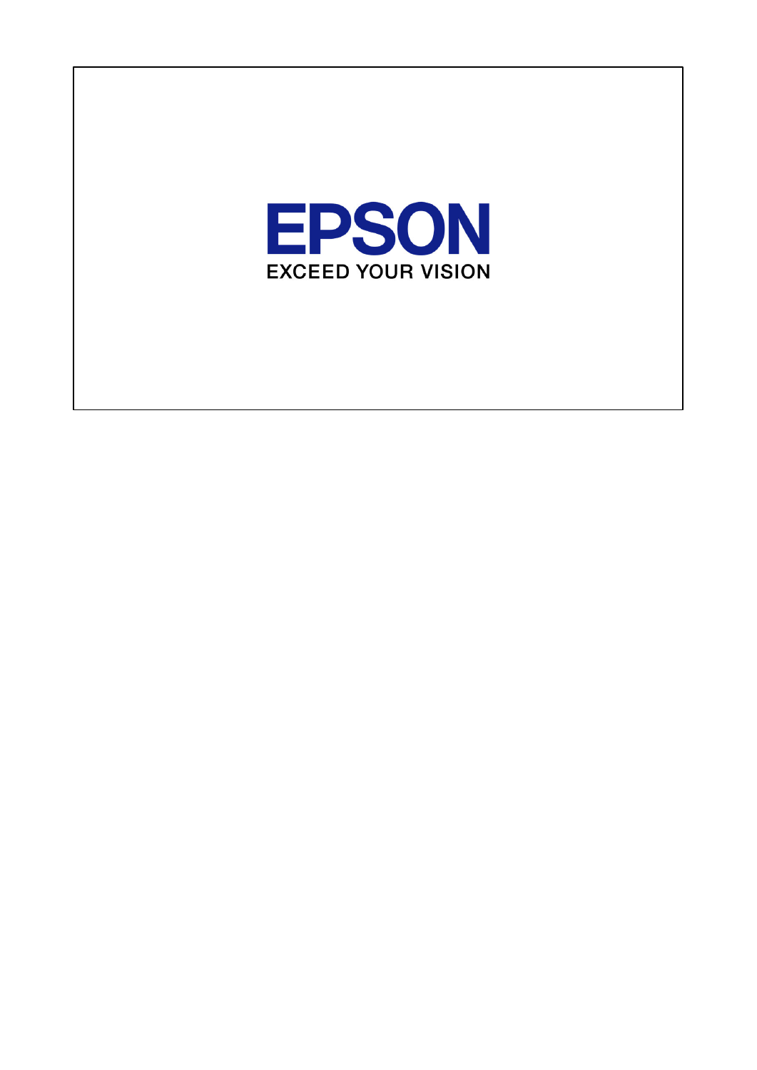EPSON

EXCEED YOUR VISION